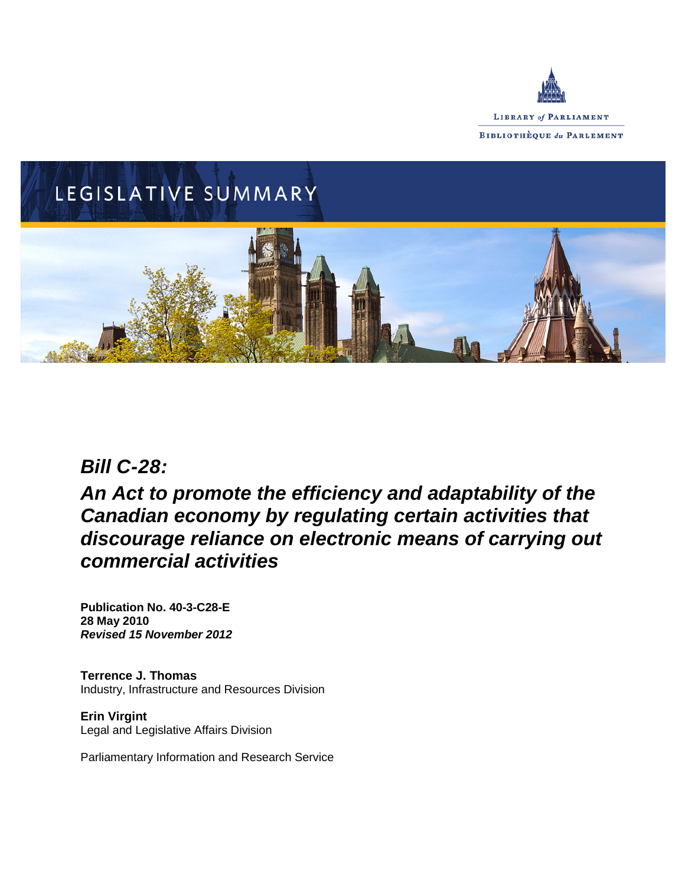LIBRARY of PARLIAMENT

BIBLIOTHÈQUE du PARLEMENT

LEGISLATIVE SUMMARY

# *Bill C-28:*

# *An Act to promote the efficiency and adaptability of the Canadian economy by regulating certain activities that discourage reliance on electronic means of carrying out commercial activities*

**Publication No. 40-3-C28-E**
**28 May 2010**
***Revised 15 November 2012***

**Terrence J. Thomas**
Industry, Infrastructure and Resources Division

**Erin Virgint**
Legal and Legislative Affairs Division

Parliamentary Information and Research Service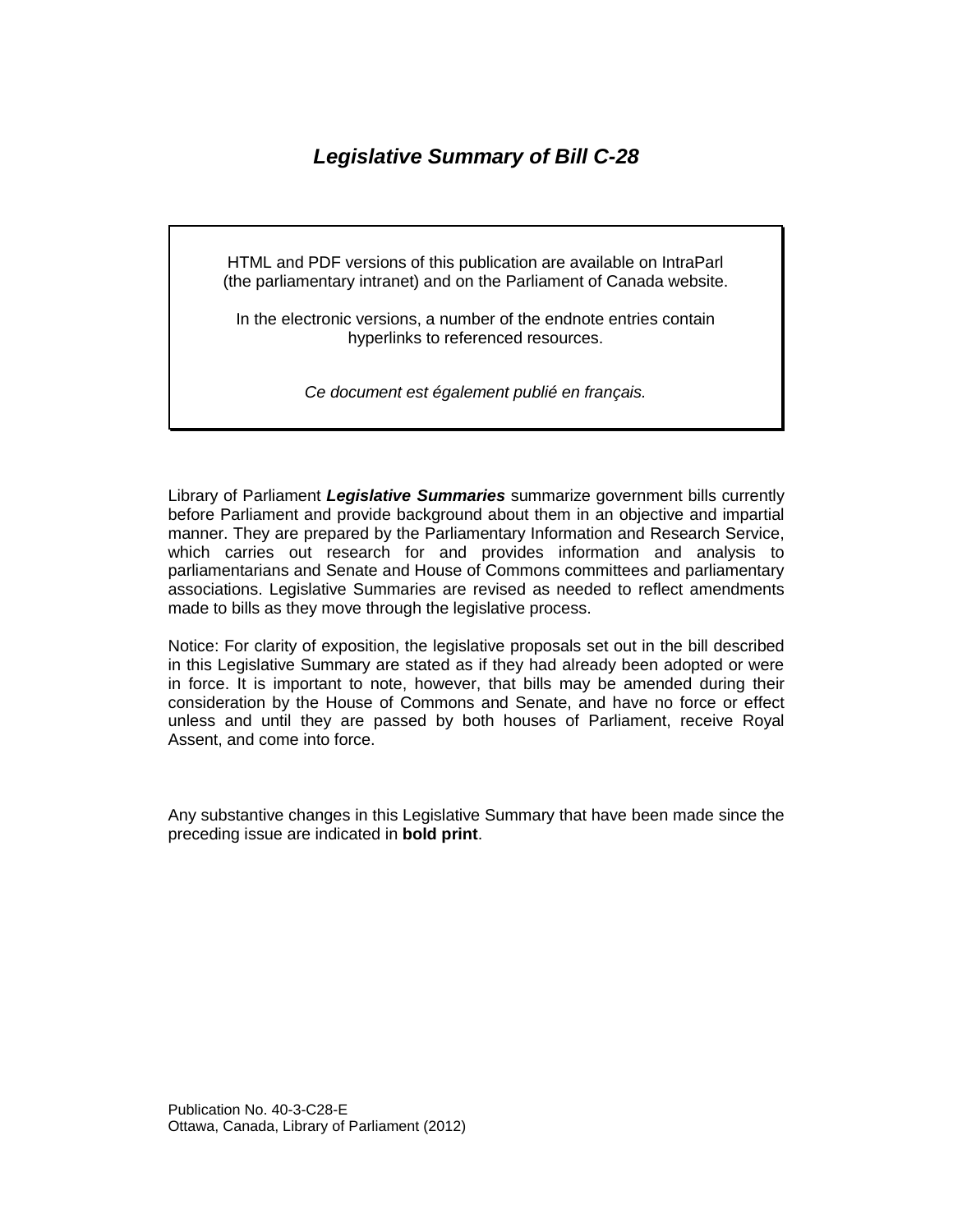# *Legislative Summary of Bill C-28*

HTML and PDF versions of this publication are available on IntraParl (the parliamentary intranet) and on the Parliament of Canada website.

In the electronic versions, a number of the endnote entries contain hyperlinks to referenced resources.

*Ce document est également publié en français.*

Library of Parliament ***Legislative Summaries*** summarize government bills currently before Parliament and provide background about them in an objective and impartial manner. They are prepared by the Parliamentary Information and Research Service, which carries out research for and provides information and analysis to parliamentarians and Senate and House of Commons committees and parliamentary associations. Legislative Summaries are revised as needed to reflect amendments made to bills as they move through the legislative process.

Notice: For clarity of exposition, the legislative proposals set out in the bill described in this Legislative Summary are stated as if they had already been adopted or were in force. It is important to note, however, that bills may be amended during their consideration by the House of Commons and Senate, and have no force or effect unless and until they are passed by both houses of Parliament, receive Royal Assent, and come into force.

Any substantive changes in this Legislative Summary that have been made since the preceding issue are indicated in **bold print**.

Publication No. 40-3-C28-E
Ottawa, Canada, Library of Parliament (2012)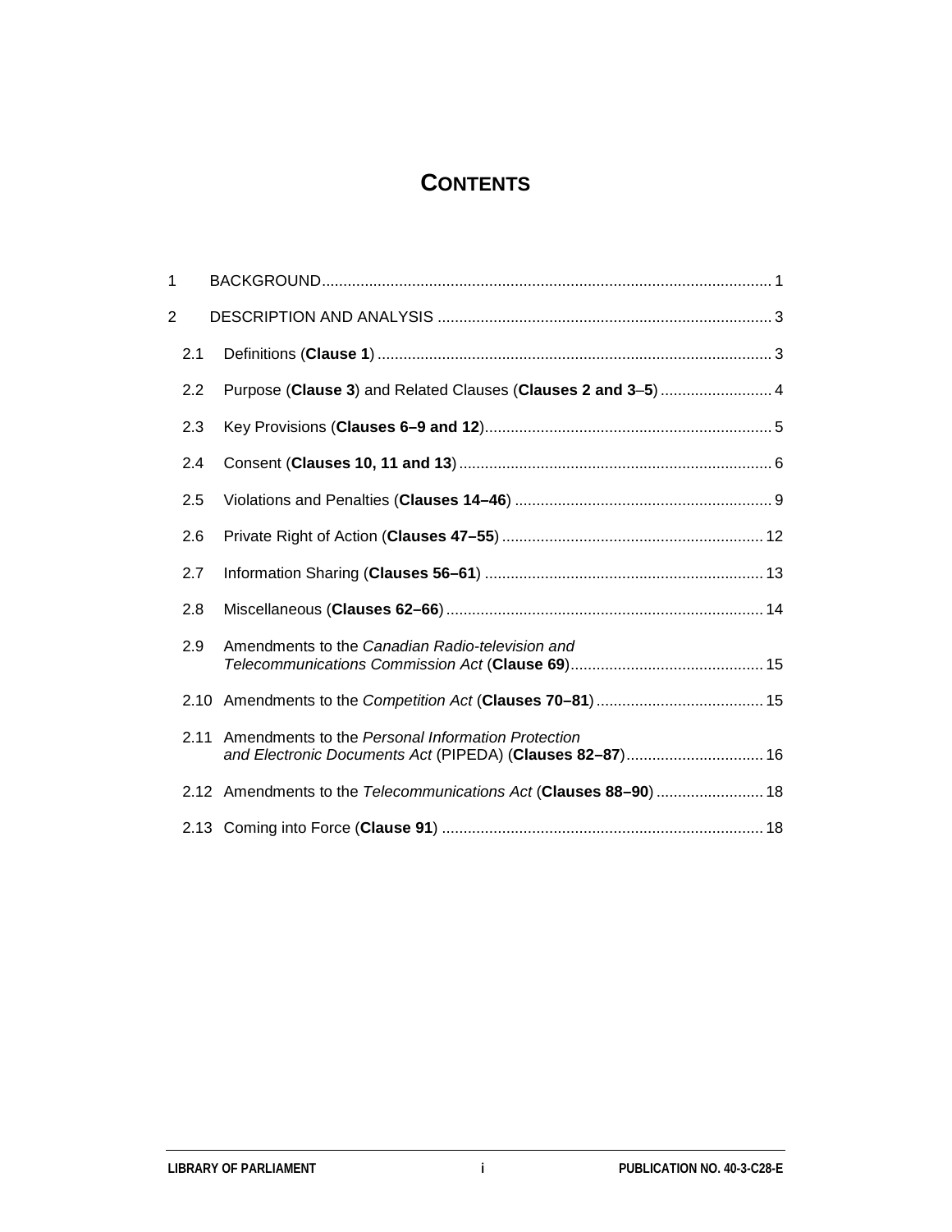# CONTENTS

1 BACKGROUND ........................................................................................................ 1

2 DESCRIPTION AND ANALYSIS ............................................................................. 3

2.1 Definitions (**Clause 1**) ........................................................................................... 3

2.2 Purpose (**Clause 3**) and Related Clauses (**Clauses 2 and 3**–**5**) .......................... 4

2.3 Key Provisions (**Clauses 6–9 and 12**) .................................................................. 5

2.4 Consent (**Clauses 10, 11 and 13**) ......................................................................... 6

2.5 Violations and Penalties (**Clauses 14–46**) ............................................................ 9

2.6 Private Right of Action (**Clauses 47–55**) ............................................................. 12

2.7 Information Sharing (**Clauses 56–61**) ................................................................. 13

2.8 Miscellaneous (**Clauses 62–66**) .......................................................................... 14

2.9 Amendments to the *Canadian Radio-television and Telecommunications Commission Act* (**Clause 69**) ............................................ 15

2.10 Amendments to the *Competition Act* (**Clauses 70–81**) ....................................... 15

2.11 Amendments to the *Personal Information Protection and Electronic Documents Act* (PIPEDA) (**Clauses 82–87**) ................................ 16

2.12 Amendments to the *Telecommunications Act* (**Clauses 88–90**) ......................... 18

2.13 Coming into Force (**Clause 91**) ........................................................................... 18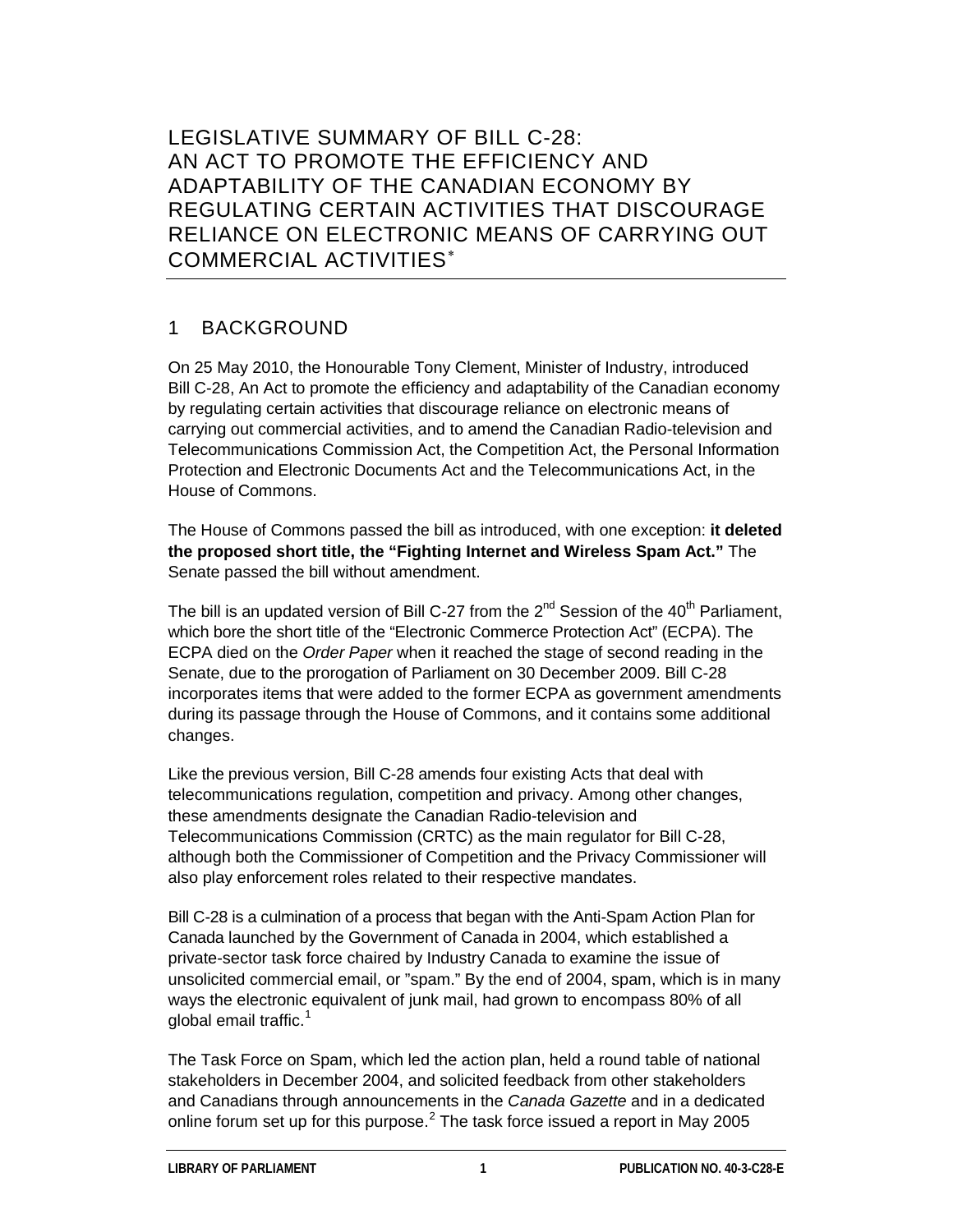# LEGISLATIVE SUMMARY OF BILL C-28: AN ACT TO PROMOTE THE EFFICIENCY AND ADAPTABILITY OF THE CANADIAN ECONOMY BY REGULATING CERTAIN ACTIVITIES THAT DISCOURAGE RELIANCE ON ELECTRONIC MEANS OF CARRYING OUT COMMERCIAL ACTIVITIES[*]

## 1 BACKGROUND

On 25 May 2010, the Honourable Tony Clement, Minister of Industry, introduced Bill C-28, An Act to promote the efficiency and adaptability of the Canadian economy by regulating certain activities that discourage reliance on electronic means of carrying out commercial activities, and to amend the Canadian Radio-television and Telecommunications Commission Act, the Competition Act, the Personal Information Protection and Electronic Documents Act and the Telecommunications Act, in the House of Commons.

The House of Commons passed the bill as introduced, with one exception: **it deleted the proposed short title, the "Fighting Internet and Wireless Spam Act."** The Senate passed the bill without amendment.

The bill is an updated version of Bill C-27 from the 2nd Session of the 40th Parliament, which bore the short title of the "Electronic Commerce Protection Act" (ECPA). The ECPA died on the *Order Paper* when it reached the stage of second reading in the Senate, due to the prorogation of Parliament on 30 December 2009. Bill C-28 incorporates items that were added to the former ECPA as government amendments during its passage through the House of Commons, and it contains some additional changes.

Like the previous version, Bill C-28 amends four existing Acts that deal with telecommunications regulation, competition and privacy. Among other changes, these amendments designate the Canadian Radio-television and Telecommunications Commission (CRTC) as the main regulator for Bill C-28, although both the Commissioner of Competition and the Privacy Commissioner will also play enforcement roles related to their respective mandates.

Bill C-28 is a culmination of a process that began with the Anti-Spam Action Plan for Canada launched by the Government of Canada in 2004, which established a private-sector task force chaired by Industry Canada to examine the issue of unsolicited commercial email, or "spam." By the end of 2004, spam, which is in many ways the electronic equivalent of junk mail, had grown to encompass 80% of all global email traffic.[1]

The Task Force on Spam, which led the action plan, held a round table of national stakeholders in December 2004, and solicited feedback from other stakeholders and Canadians through announcements in the *Canada Gazette* and in a dedicated online forum set up for this purpose.[2] The task force issued a report in May 2005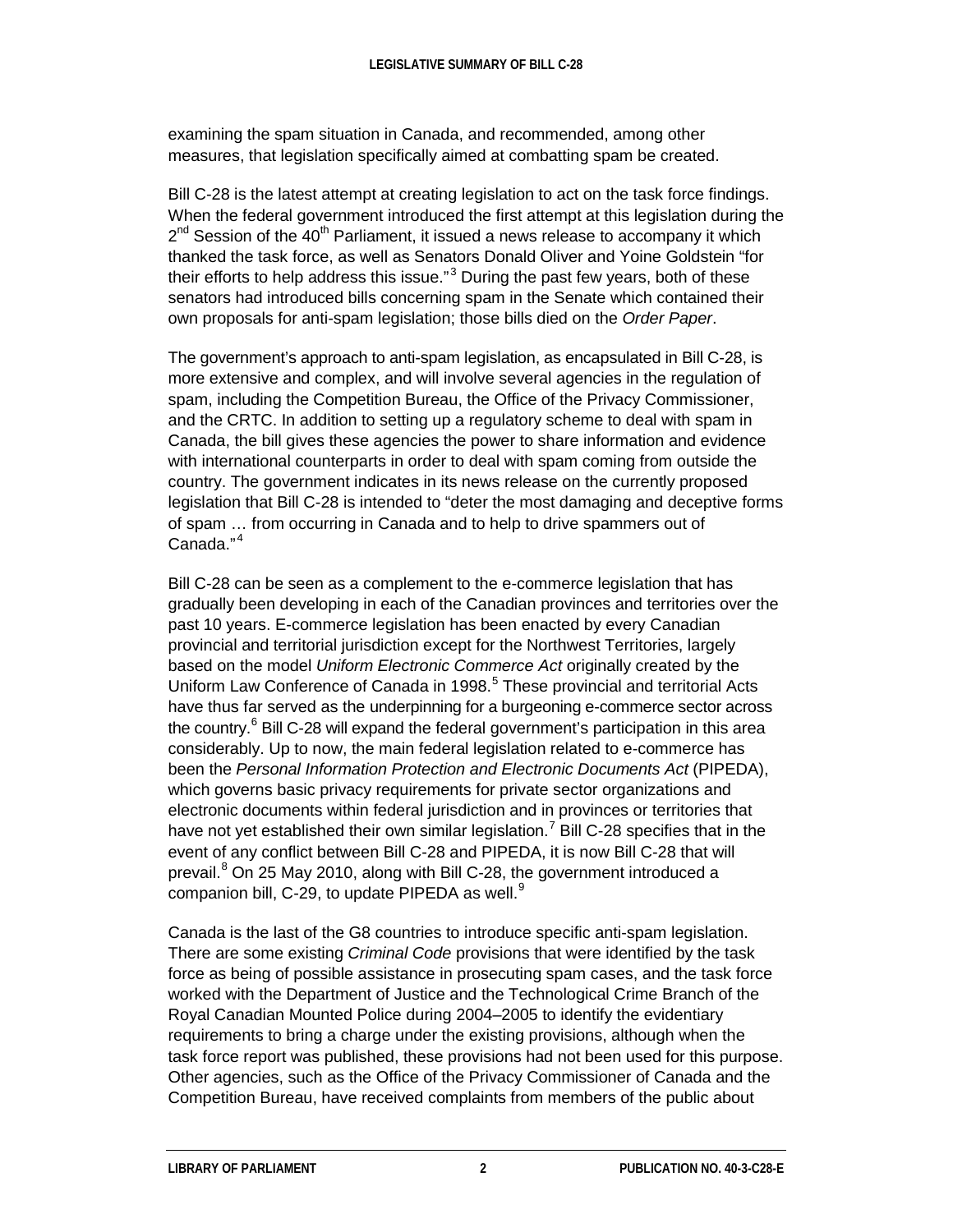examining the spam situation in Canada, and recommended, among other measures, that legislation specifically aimed at combatting spam be created.

Bill C-28 is the latest attempt at creating legislation to act on the task force findings. When the federal government introduced the first attempt at this legislation during the 2nd Session of the 40th Parliament, it issued a news release to accompany it which thanked the task force, as well as Senators Donald Oliver and Yoine Goldstein "for their efforts to help address this issue."[3] During the past few years, both of these senators had introduced bills concerning spam in the Senate which contained their own proposals for anti-spam legislation; those bills died on the *Order Paper*.

The government's approach to anti-spam legislation, as encapsulated in Bill C-28, is more extensive and complex, and will involve several agencies in the regulation of spam, including the Competition Bureau, the Office of the Privacy Commissioner, and the CRTC. In addition to setting up a regulatory scheme to deal with spam in Canada, the bill gives these agencies the power to share information and evidence with international counterparts in order to deal with spam coming from outside the country. The government indicates in its news release on the currently proposed legislation that Bill C-28 is intended to "deter the most damaging and deceptive forms of spam … from occurring in Canada and to help to drive spammers out of Canada."[4]

Bill C-28 can be seen as a complement to the e-commerce legislation that has gradually been developing in each of the Canadian provinces and territories over the past 10 years. E-commerce legislation has been enacted by every Canadian provincial and territorial jurisdiction except for the Northwest Territories, largely based on the model *Uniform Electronic Commerce Act* originally created by the Uniform Law Conference of Canada in 1998.[5] These provincial and territorial Acts have thus far served as the underpinning for a burgeoning e-commerce sector across the country.[6] Bill C-28 will expand the federal government's participation in this area considerably. Up to now, the main federal legislation related to e-commerce has been the *Personal Information Protection and Electronic Documents Act* (PIPEDA), which governs basic privacy requirements for private sector organizations and electronic documents within federal jurisdiction and in provinces or territories that have not yet established their own similar legislation.[7] Bill C-28 specifies that in the event of any conflict between Bill C-28 and PIPEDA, it is now Bill C-28 that will prevail.[8] On 25 May 2010, along with Bill C-28, the government introduced a companion bill, C-29, to update PIPEDA as well.[9]

Canada is the last of the G8 countries to introduce specific anti-spam legislation. There are some existing *Criminal Code* provisions that were identified by the task force as being of possible assistance in prosecuting spam cases, and the task force worked with the Department of Justice and the Technological Crime Branch of the Royal Canadian Mounted Police during 2004–2005 to identify the evidentiary requirements to bring a charge under the existing provisions, although when the task force report was published, these provisions had not been used for this purpose. Other agencies, such as the Office of the Privacy Commissioner of Canada and the Competition Bureau, have received complaints from members of the public about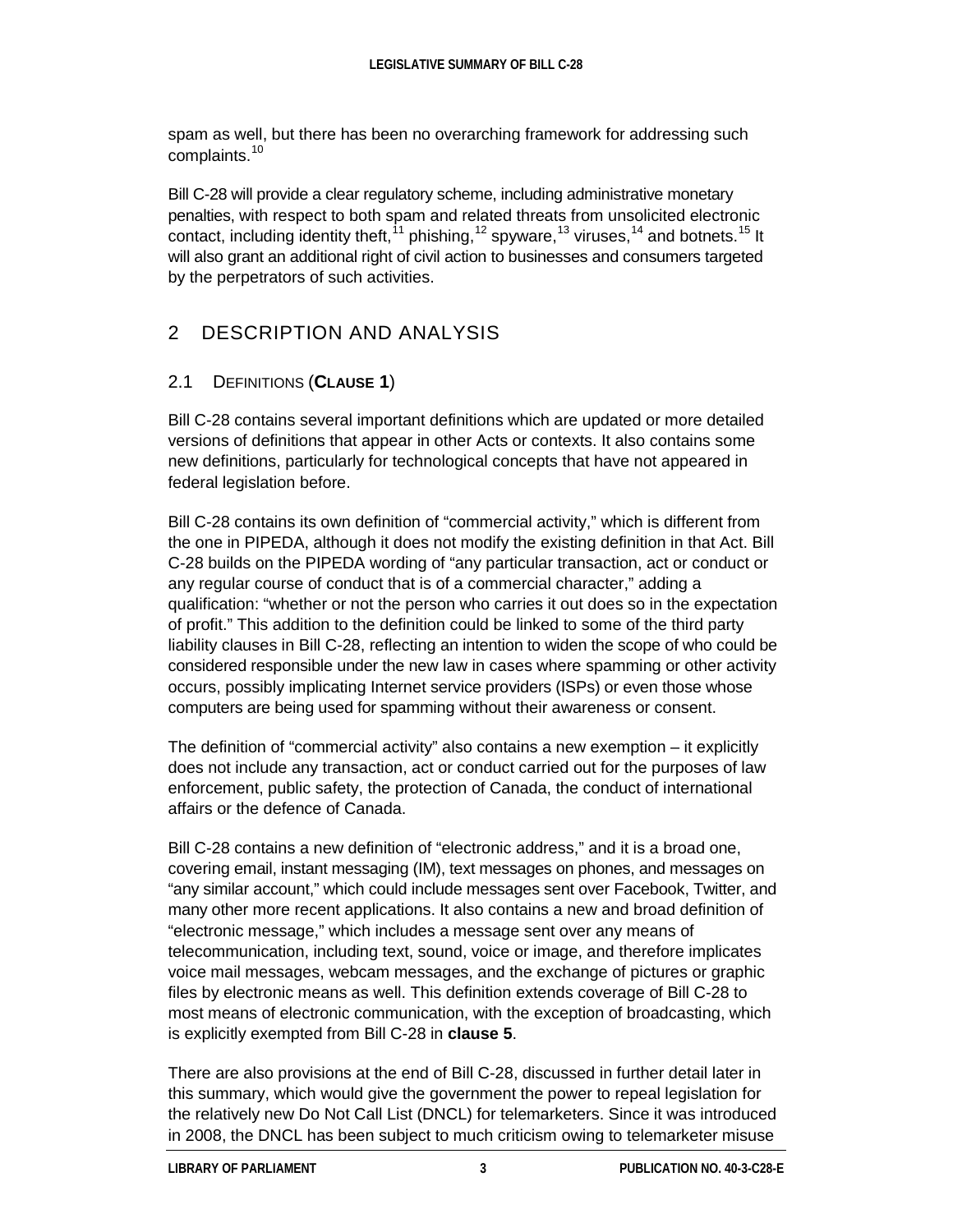spam as well, but there has been no overarching framework for addressing such complaints.[10]

Bill C-28 will provide a clear regulatory scheme, including administrative monetary penalties, with respect to both spam and related threats from unsolicited electronic contact, including identity theft,[11] phishing,[12] spyware,[13] viruses,[14] and botnets.[15] It will also grant an additional right of civil action to businesses and consumers targeted by the perpetrators of such activities.

## 2 DESCRIPTION AND ANALYSIS

### 2.1 DEFINITIONS (**CLAUSE 1**)

Bill C-28 contains several important definitions which are updated or more detailed versions of definitions that appear in other Acts or contexts. It also contains some new definitions, particularly for technological concepts that have not appeared in federal legislation before.

Bill C-28 contains its own definition of "commercial activity," which is different from the one in PIPEDA, although it does not modify the existing definition in that Act. Bill C-28 builds on the PIPEDA wording of "any particular transaction, act or conduct or any regular course of conduct that is of a commercial character," adding a qualification: "whether or not the person who carries it out does so in the expectation of profit." This addition to the definition could be linked to some of the third party liability clauses in Bill C-28, reflecting an intention to widen the scope of who could be considered responsible under the new law in cases where spamming or other activity occurs, possibly implicating Internet service providers (ISPs) or even those whose computers are being used for spamming without their awareness or consent.

The definition of "commercial activity" also contains a new exemption – it explicitly does not include any transaction, act or conduct carried out for the purposes of law enforcement, public safety, the protection of Canada, the conduct of international affairs or the defence of Canada.

Bill C-28 contains a new definition of "electronic address," and it is a broad one, covering email, instant messaging (IM), text messages on phones, and messages on "any similar account," which could include messages sent over Facebook, Twitter, and many other more recent applications. It also contains a new and broad definition of "electronic message," which includes a message sent over any means of telecommunication, including text, sound, voice or image, and therefore implicates voice mail messages, webcam messages, and the exchange of pictures or graphic files by electronic means as well. This definition extends coverage of Bill C-28 to most means of electronic communication, with the exception of broadcasting, which is explicitly exempted from Bill C-28 in **clause 5**.

There are also provisions at the end of Bill C-28, discussed in further detail later in this summary, which would give the government the power to repeal legislation for the relatively new Do Not Call List (DNCL) for telemarketers. Since it was introduced in 2008, the DNCL has been subject to much criticism owing to telemarketer misuse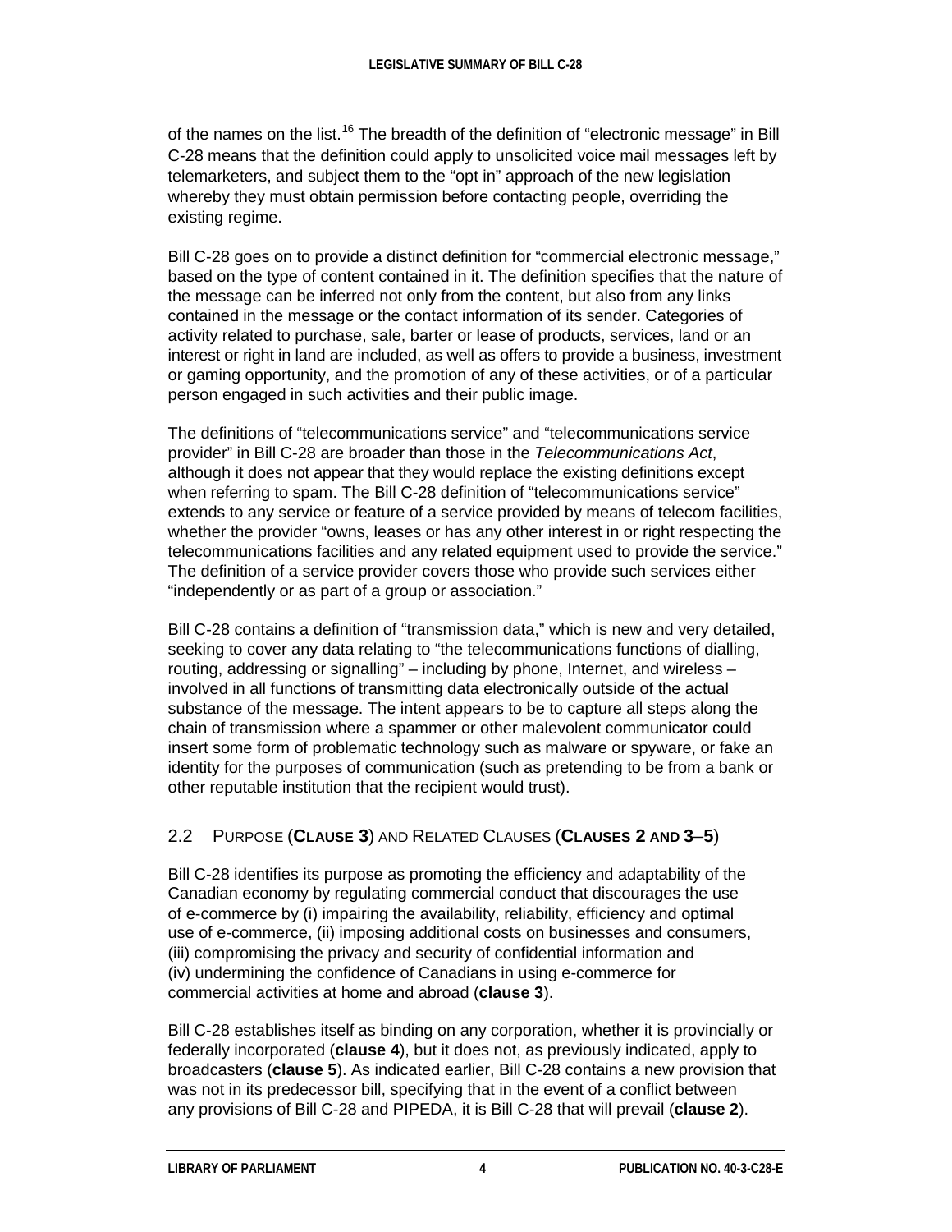of the names on the list.[16] The breadth of the definition of "electronic message" in Bill C-28 means that the definition could apply to unsolicited voice mail messages left by telemarketers, and subject them to the "opt in" approach of the new legislation whereby they must obtain permission before contacting people, overriding the existing regime.

Bill C-28 goes on to provide a distinct definition for "commercial electronic message," based on the type of content contained in it. The definition specifies that the nature of the message can be inferred not only from the content, but also from any links contained in the message or the contact information of its sender. Categories of activity related to purchase, sale, barter or lease of products, services, land or an interest or right in land are included, as well as offers to provide a business, investment or gaming opportunity, and the promotion of any of these activities, or of a particular person engaged in such activities and their public image.

The definitions of "telecommunications service" and "telecommunications service provider" in Bill C-28 are broader than those in the *Telecommunications Act*, although it does not appear that they would replace the existing definitions except when referring to spam. The Bill C-28 definition of "telecommunications service" extends to any service or feature of a service provided by means of telecom facilities, whether the provider "owns, leases or has any other interest in or right respecting the telecommunications facilities and any related equipment used to provide the service." The definition of a service provider covers those who provide such services either "independently or as part of a group or association."

Bill C-28 contains a definition of "transmission data," which is new and very detailed, seeking to cover any data relating to "the telecommunications functions of dialling, routing, addressing or signalling" – including by phone, Internet, and wireless – involved in all functions of transmitting data electronically outside of the actual substance of the message. The intent appears to be to capture all steps along the chain of transmission where a spammer or other malevolent communicator could insert some form of problematic technology such as malware or spyware, or fake an identity for the purposes of communication (such as pretending to be from a bank or other reputable institution that the recipient would trust).

## 2.2 Purpose (**Clause 3**) and Related Clauses (**Clauses 2 and 3–5**)

Bill C-28 identifies its purpose as promoting the efficiency and adaptability of the Canadian economy by regulating commercial conduct that discourages the use of e-commerce by (i) impairing the availability, reliability, efficiency and optimal use of e-commerce, (ii) imposing additional costs on businesses and consumers, (iii) compromising the privacy and security of confidential information and (iv) undermining the confidence of Canadians in using e-commerce for commercial activities at home and abroad (**clause 3**).

Bill C-28 establishes itself as binding on any corporation, whether it is provincially or federally incorporated (**clause 4**), but it does not, as previously indicated, apply to broadcasters (**clause 5**). As indicated earlier, Bill C-28 contains a new provision that was not in its predecessor bill, specifying that in the event of a conflict between any provisions of Bill C-28 and PIPEDA, it is Bill C-28 that will prevail (**clause 2**).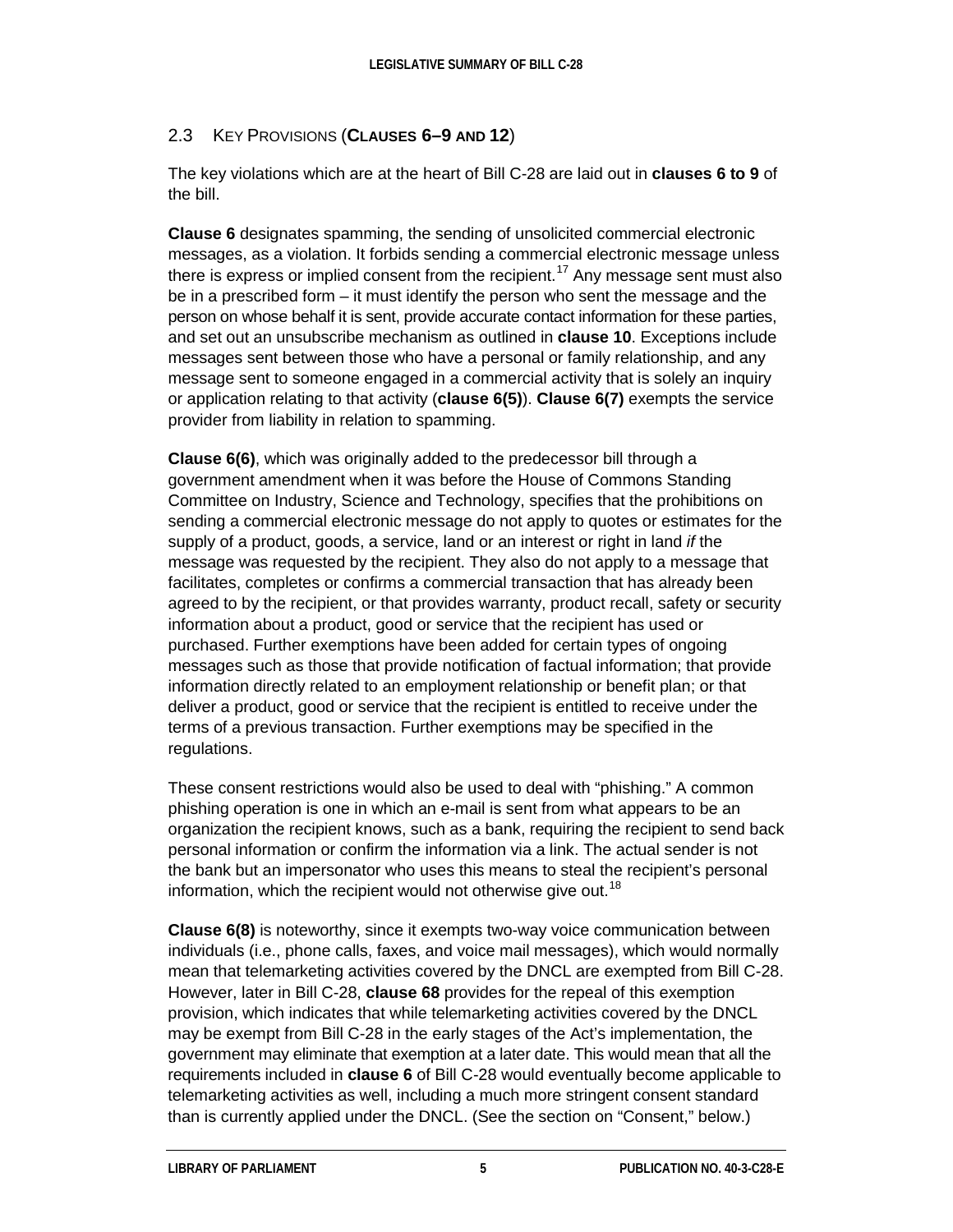## 2.3 Key Provisions (**Clauses 6–9 and 12**)

The key violations which are at the heart of Bill C-28 are laid out in **clauses 6 to 9** of the bill.

**Clause 6** designates spamming, the sending of unsolicited commercial electronic messages, as a violation. It forbids sending a commercial electronic message unless there is express or implied consent from the recipient.[17] Any message sent must also be in a prescribed form – it must identify the person who sent the message and the person on whose behalf it is sent, provide accurate contact information for these parties, and set out an unsubscribe mechanism as outlined in **clause 10**. Exceptions include messages sent between those who have a personal or family relationship, and any message sent to someone engaged in a commercial activity that is solely an inquiry or application relating to that activity (**clause 6(5)**). **Clause 6(7)** exempts the service provider from liability in relation to spamming.

**Clause 6(6)**, which was originally added to the predecessor bill through a government amendment when it was before the House of Commons Standing Committee on Industry, Science and Technology, specifies that the prohibitions on sending a commercial electronic message do not apply to quotes or estimates for the supply of a product, goods, a service, land or an interest or right in land *if* the message was requested by the recipient. They also do not apply to a message that facilitates, completes or confirms a commercial transaction that has already been agreed to by the recipient, or that provides warranty, product recall, safety or security information about a product, good or service that the recipient has used or purchased. Further exemptions have been added for certain types of ongoing messages such as those that provide notification of factual information; that provide information directly related to an employment relationship or benefit plan; or that deliver a product, good or service that the recipient is entitled to receive under the terms of a previous transaction. Further exemptions may be specified in the regulations.

These consent restrictions would also be used to deal with "phishing." A common phishing operation is one in which an e-mail is sent from what appears to be an organization the recipient knows, such as a bank, requiring the recipient to send back personal information or confirm the information via a link. The actual sender is not the bank but an impersonator who uses this means to steal the recipient's personal information, which the recipient would not otherwise give out.[18]

**Clause 6(8)** is noteworthy, since it exempts two-way voice communication between individuals (i.e., phone calls, faxes, and voice mail messages), which would normally mean that telemarketing activities covered by the DNCL are exempted from Bill C-28. However, later in Bill C-28, **clause 68** provides for the repeal of this exemption provision, which indicates that while telemarketing activities covered by the DNCL may be exempt from Bill C-28 in the early stages of the Act's implementation, the government may eliminate that exemption at a later date. This would mean that all the requirements included in **clause 6** of Bill C-28 would eventually become applicable to telemarketing activities as well, including a much more stringent consent standard than is currently applied under the DNCL. (See the section on "Consent," below.)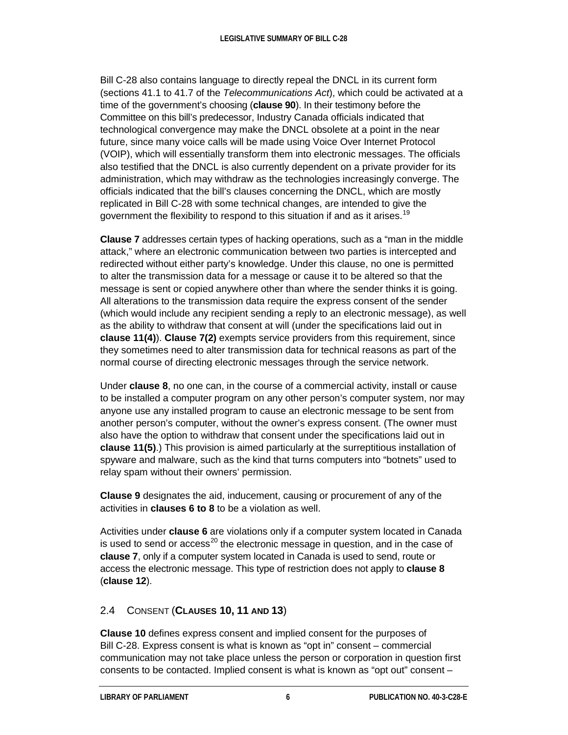Bill C-28 also contains language to directly repeal the DNCL in its current form (sections 41.1 to 41.7 of the *Telecommunications Act*), which could be activated at a time of the government's choosing (**clause 90**). In their testimony before the Committee on this bill's predecessor, Industry Canada officials indicated that technological convergence may make the DNCL obsolete at a point in the near future, since many voice calls will be made using Voice Over Internet Protocol (VOIP), which will essentially transform them into electronic messages. The officials also testified that the DNCL is also currently dependent on a private provider for its administration, which may withdraw as the technologies increasingly converge. The officials indicated that the bill's clauses concerning the DNCL, which are mostly replicated in Bill C-28 with some technical changes, are intended to give the government the flexibility to respond to this situation if and as it arises.[19]

**Clause 7** addresses certain types of hacking operations, such as a "man in the middle attack," where an electronic communication between two parties is intercepted and redirected without either party's knowledge. Under this clause, no one is permitted to alter the transmission data for a message or cause it to be altered so that the message is sent or copied anywhere other than where the sender thinks it is going. All alterations to the transmission data require the express consent of the sender (which would include any recipient sending a reply to an electronic message), as well as the ability to withdraw that consent at will (under the specifications laid out in **clause 11(4)**). **Clause 7(2)** exempts service providers from this requirement, since they sometimes need to alter transmission data for technical reasons as part of the normal course of directing electronic messages through the service network.

Under **clause 8**, no one can, in the course of a commercial activity, install or cause to be installed a computer program on any other person's computer system, nor may anyone use any installed program to cause an electronic message to be sent from another person's computer, without the owner's express consent. (The owner must also have the option to withdraw that consent under the specifications laid out in **clause 11(5)**.) This provision is aimed particularly at the surreptitious installation of spyware and malware, such as the kind that turns computers into "botnets" used to relay spam without their owners' permission.

**Clause 9** designates the aid, inducement, causing or procurement of any of the activities in **clauses 6 to 8** to be a violation as well.

Activities under **clause 6** are violations only if a computer system located in Canada is used to send or access[20] the electronic message in question, and in the case of **clause 7**, only if a computer system located in Canada is used to send, route or access the electronic message. This type of restriction does not apply to **clause 8** (**clause 12**).

## 2.4 Consent (Clauses 10, 11 and 13)

**Clause 10** defines express consent and implied consent for the purposes of Bill C-28. Express consent is what is known as "opt in" consent – commercial communication may not take place unless the person or corporation in question first consents to be contacted. Implied consent is what is known as "opt out" consent –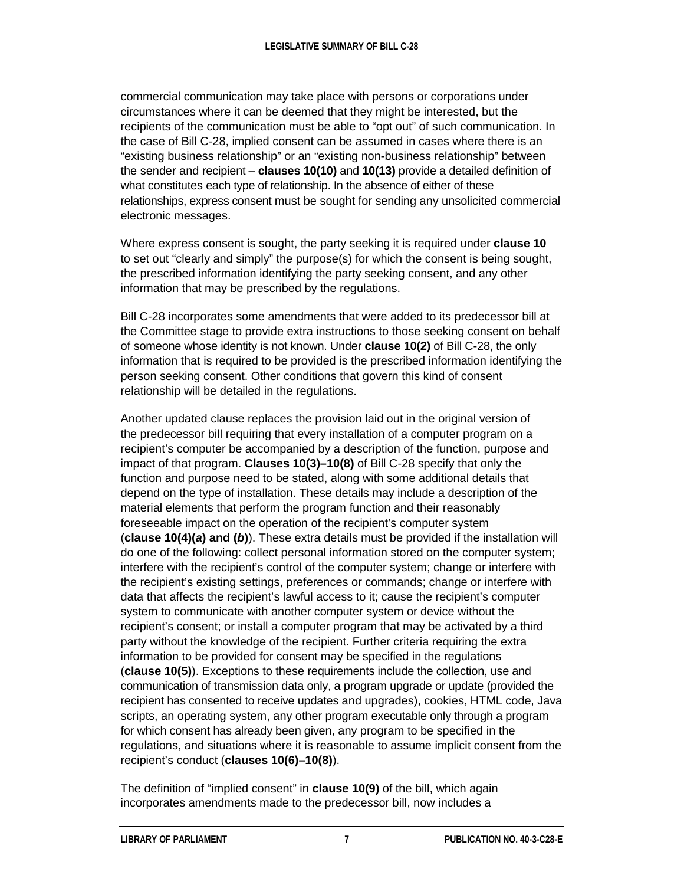commercial communication may take place with persons or corporations under circumstances where it can be deemed that they might be interested, but the recipients of the communication must be able to "opt out" of such communication. In the case of Bill C-28, implied consent can be assumed in cases where there is an "existing business relationship" or an "existing non-business relationship" between the sender and recipient – **clauses 10(10)** and **10(13)** provide a detailed definition of what constitutes each type of relationship. In the absence of either of these relationships, express consent must be sought for sending any unsolicited commercial electronic messages.

Where express consent is sought, the party seeking it is required under **clause 10** to set out "clearly and simply" the purpose(s) for which the consent is being sought, the prescribed information identifying the party seeking consent, and any other information that may be prescribed by the regulations.

Bill C-28 incorporates some amendments that were added to its predecessor bill at the Committee stage to provide extra instructions to those seeking consent on behalf of someone whose identity is not known. Under **clause 10(2)** of Bill C-28, the only information that is required to be provided is the prescribed information identifying the person seeking consent. Other conditions that govern this kind of consent relationship will be detailed in the regulations.

Another updated clause replaces the provision laid out in the original version of the predecessor bill requiring that every installation of a computer program on a recipient's computer be accompanied by a description of the function, purpose and impact of that program. **Clauses 10(3)–10(8)** of Bill C-28 specify that only the function and purpose need to be stated, along with some additional details that depend on the type of installation. These details may include a description of the material elements that perform the program function and their reasonably foreseeable impact on the operation of the recipient's computer system (**clause 10(4)(*a*) and (*b*)**). These extra details must be provided if the installation will do one of the following: collect personal information stored on the computer system; interfere with the recipient's control of the computer system; change or interfere with the recipient's existing settings, preferences or commands; change or interfere with data that affects the recipient's lawful access to it; cause the recipient's computer system to communicate with another computer system or device without the recipient's consent; or install a computer program that may be activated by a third party without the knowledge of the recipient. Further criteria requiring the extra information to be provided for consent may be specified in the regulations (**clause 10(5)**). Exceptions to these requirements include the collection, use and communication of transmission data only, a program upgrade or update (provided the recipient has consented to receive updates and upgrades), cookies, HTML code, Java scripts, an operating system, any other program executable only through a program for which consent has already been given, any program to be specified in the regulations, and situations where it is reasonable to assume implicit consent from the recipient's conduct (**clauses 10(6)–10(8)**).

The definition of "implied consent" in **clause 10(9)** of the bill, which again incorporates amendments made to the predecessor bill, now includes a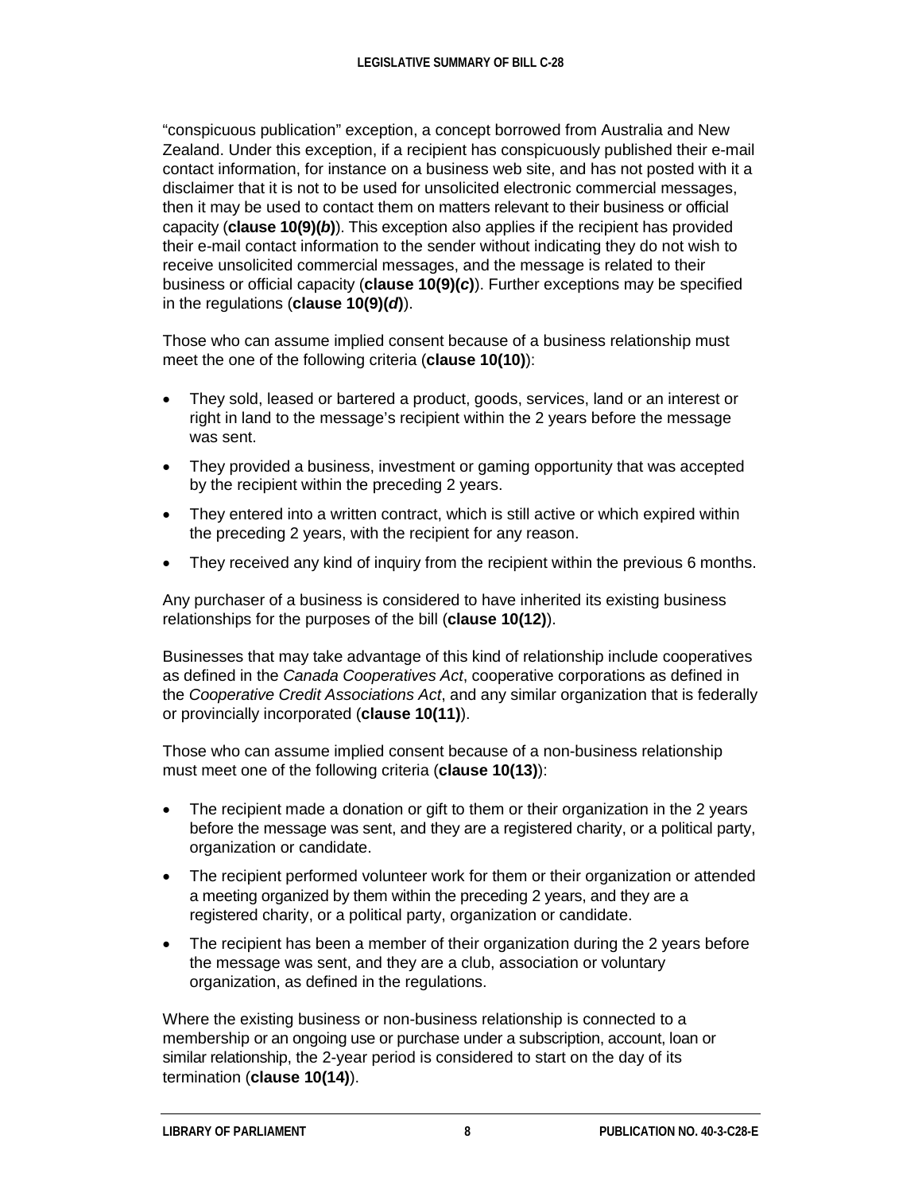"conspicuous publication" exception, a concept borrowed from Australia and New Zealand. Under this exception, if a recipient has conspicuously published their e-mail contact information, for instance on a business web site, and has not posted with it a disclaimer that it is not to be used for unsolicited electronic commercial messages, then it may be used to contact them on matters relevant to their business or official capacity (**clause 10(9)(*b*)**). This exception also applies if the recipient has provided their e-mail contact information to the sender without indicating they do not wish to receive unsolicited commercial messages, and the message is related to their business or official capacity (**clause 10(9)(*c*)**). Further exceptions may be specified in the regulations (**clause 10(9)(*d*)**).

Those who can assume implied consent because of a business relationship must meet the one of the following criteria (**clause 10(10)**):

- They sold, leased or bartered a product, goods, services, land or an interest or right in land to the message's recipient within the 2 years before the message was sent.
- They provided a business, investment or gaming opportunity that was accepted by the recipient within the preceding 2 years.
- They entered into a written contract, which is still active or which expired within the preceding 2 years, with the recipient for any reason.
- They received any kind of inquiry from the recipient within the previous 6 months.

Any purchaser of a business is considered to have inherited its existing business relationships for the purposes of the bill (**clause 10(12)**).

Businesses that may take advantage of this kind of relationship include cooperatives as defined in the *Canada Cooperatives Act*, cooperative corporations as defined in the *Cooperative Credit Associations Act*, and any similar organization that is federally or provincially incorporated (**clause 10(11)**).

Those who can assume implied consent because of a non-business relationship must meet one of the following criteria (**clause 10(13)**):

- The recipient made a donation or gift to them or their organization in the 2 years before the message was sent, and they are a registered charity, or a political party, organization or candidate.
- The recipient performed volunteer work for them or their organization or attended a meeting organized by them within the preceding 2 years, and they are a registered charity, or a political party, organization or candidate.
- The recipient has been a member of their organization during the 2 years before the message was sent, and they are a club, association or voluntary organization, as defined in the regulations.

Where the existing business or non-business relationship is connected to a membership or an ongoing use or purchase under a subscription, account, loan or similar relationship, the 2-year period is considered to start on the day of its termination (**clause 10(14)**).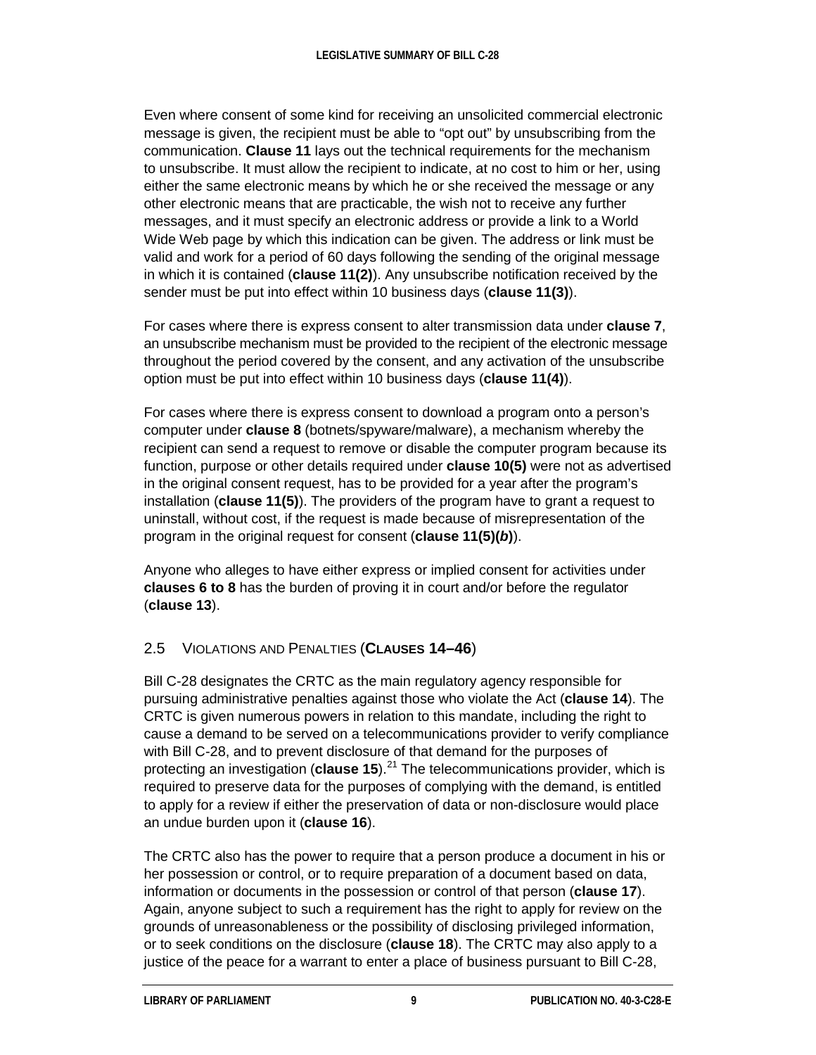Even where consent of some kind for receiving an unsolicited commercial electronic message is given, the recipient must be able to "opt out" by unsubscribing from the communication. **Clause 11** lays out the technical requirements for the mechanism to unsubscribe. It must allow the recipient to indicate, at no cost to him or her, using either the same electronic means by which he or she received the message or any other electronic means that are practicable, the wish not to receive any further messages, and it must specify an electronic address or provide a link to a World Wide Web page by which this indication can be given. The address or link must be valid and work for a period of 60 days following the sending of the original message in which it is contained (**clause 11(2)**). Any unsubscribe notification received by the sender must be put into effect within 10 business days (**clause 11(3)**).

For cases where there is express consent to alter transmission data under **clause 7**, an unsubscribe mechanism must be provided to the recipient of the electronic message throughout the period covered by the consent, and any activation of the unsubscribe option must be put into effect within 10 business days (**clause 11(4)**).

For cases where there is express consent to download a program onto a person's computer under **clause 8** (botnets/spyware/malware), a mechanism whereby the recipient can send a request to remove or disable the computer program because its function, purpose or other details required under **clause 10(5)** were not as advertised in the original consent request, has to be provided for a year after the program's installation (**clause 11(5)**). The providers of the program have to grant a request to uninstall, without cost, if the request is made because of misrepresentation of the program in the original request for consent (**clause 11(5)(*b*)**).

Anyone who alleges to have either express or implied consent for activities under **clauses 6 to 8** has the burden of proving it in court and/or before the regulator (**clause 13**).

## 2.5 Violations and Penalties (**Clauses 14–46**)

Bill C-28 designates the CRTC as the main regulatory agency responsible for pursuing administrative penalties against those who violate the Act (**clause 14**). The CRTC is given numerous powers in relation to this mandate, including the right to cause a demand to be served on a telecommunications provider to verify compliance with Bill C-28, and to prevent disclosure of that demand for the purposes of protecting an investigation (**clause 15**).[21] The telecommunications provider, which is required to preserve data for the purposes of complying with the demand, is entitled to apply for a review if either the preservation of data or non-disclosure would place an undue burden upon it (**clause 16**).

The CRTC also has the power to require that a person produce a document in his or her possession or control, or to require preparation of a document based on data, information or documents in the possession or control of that person (**clause 17**). Again, anyone subject to such a requirement has the right to apply for review on the grounds of unreasonableness or the possibility of disclosing privileged information, or to seek conditions on the disclosure (**clause 18**). The CRTC may also apply to a justice of the peace for a warrant to enter a place of business pursuant to Bill C-28,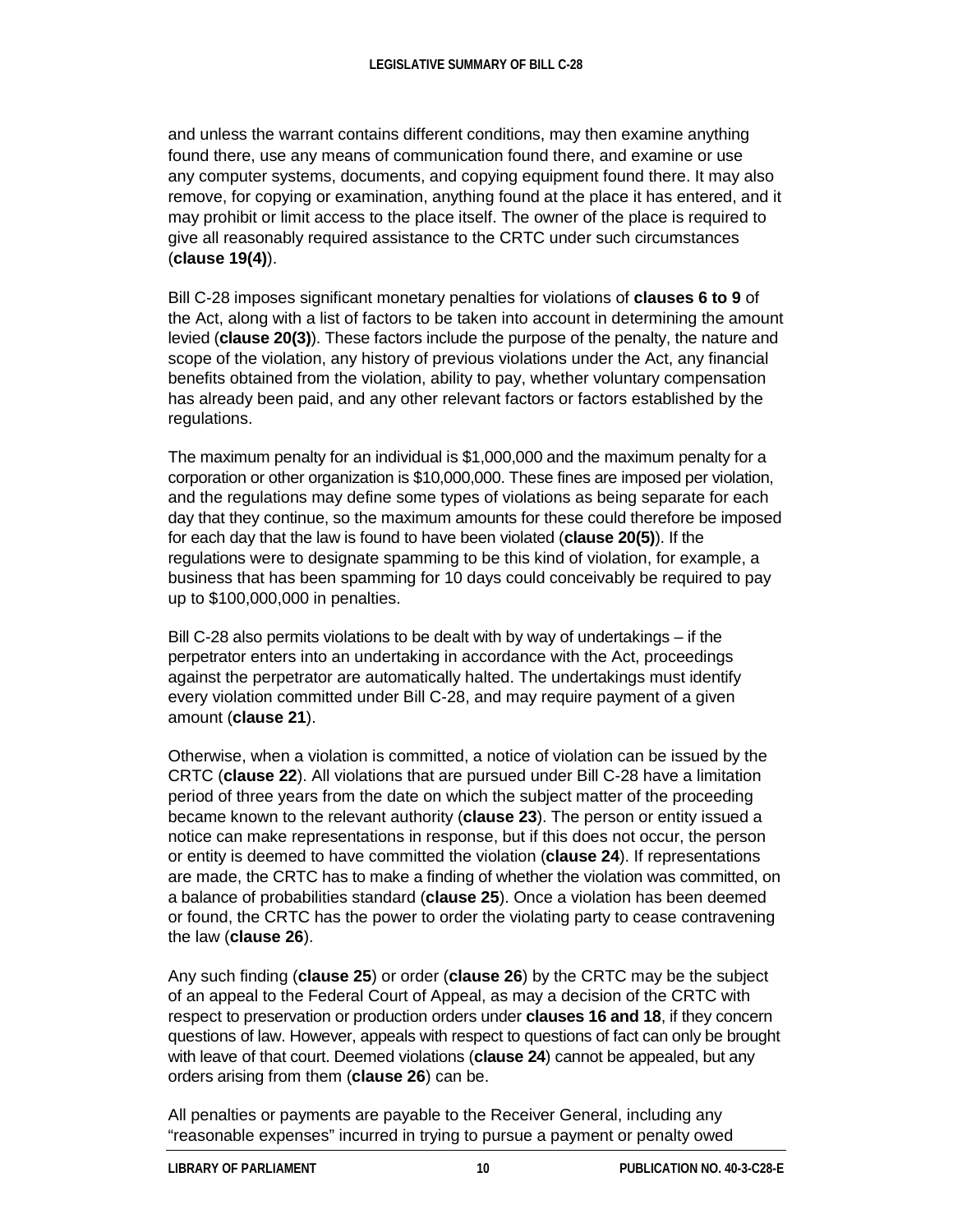and unless the warrant contains different conditions, may then examine anything found there, use any means of communication found there, and examine or use any computer systems, documents, and copying equipment found there. It may also remove, for copying or examination, anything found at the place it has entered, and it may prohibit or limit access to the place itself. The owner of the place is required to give all reasonably required assistance to the CRTC under such circumstances (**clause 19(4)**).

Bill C-28 imposes significant monetary penalties for violations of **clauses 6 to 9** of the Act, along with a list of factors to be taken into account in determining the amount levied (**clause 20(3)**). These factors include the purpose of the penalty, the nature and scope of the violation, any history of previous violations under the Act, any financial benefits obtained from the violation, ability to pay, whether voluntary compensation has already been paid, and any other relevant factors or factors established by the regulations.

The maximum penalty for an individual is $1,000,000 and the maximum penalty for a corporation or other organization is $10,000,000. These fines are imposed per violation, and the regulations may define some types of violations as being separate for each day that they continue, so the maximum amounts for these could therefore be imposed for each day that the law is found to have been violated (**clause 20(5)**). If the regulations were to designate spamming to be this kind of violation, for example, a business that has been spamming for 10 days could conceivably be required to pay up to $100,000,000 in penalties.

Bill C-28 also permits violations to be dealt with by way of undertakings – if the perpetrator enters into an undertaking in accordance with the Act, proceedings against the perpetrator are automatically halted. The undertakings must identify every violation committed under Bill C-28, and may require payment of a given amount (**clause 21**).

Otherwise, when a violation is committed, a notice of violation can be issued by the CRTC (**clause 22**). All violations that are pursued under Bill C-28 have a limitation period of three years from the date on which the subject matter of the proceeding became known to the relevant authority (**clause 23**). The person or entity issued a notice can make representations in response, but if this does not occur, the person or entity is deemed to have committed the violation (**clause 24**). If representations are made, the CRTC has to make a finding of whether the violation was committed, on a balance of probabilities standard (**clause 25**). Once a violation has been deemed or found, the CRTC has the power to order the violating party to cease contravening the law (**clause 26**).

Any such finding (**clause 25**) or order (**clause 26**) by the CRTC may be the subject of an appeal to the Federal Court of Appeal, as may a decision of the CRTC with respect to preservation or production orders under **clauses 16 and 18**, if they concern questions of law. However, appeals with respect to questions of fact can only be brought with leave of that court. Deemed violations (**clause 24**) cannot be appealed, but any orders arising from them (**clause 26**) can be.

All penalties or payments are payable to the Receiver General, including any "reasonable expenses" incurred in trying to pursue a payment or penalty owed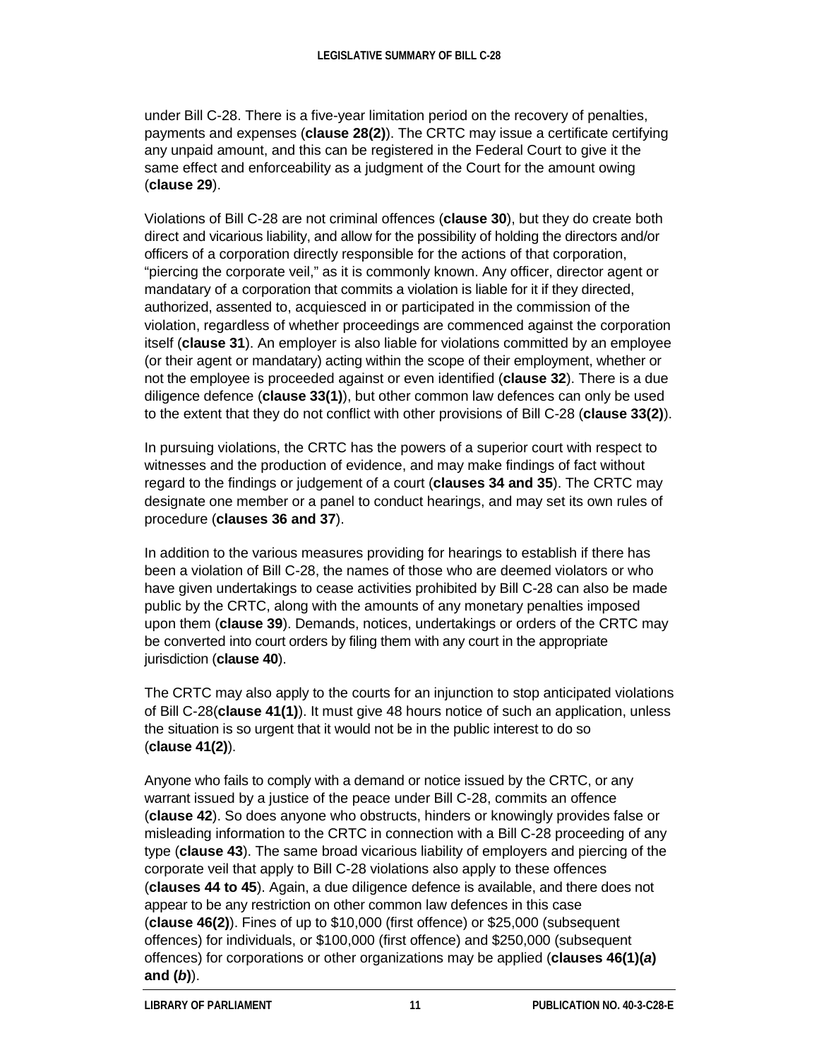under Bill C-28. There is a five-year limitation period on the recovery of penalties, payments and expenses (**clause 28(2)**). The CRTC may issue a certificate certifying any unpaid amount, and this can be registered in the Federal Court to give it the same effect and enforceability as a judgment of the Court for the amount owing (**clause 29**).

Violations of Bill C-28 are not criminal offences (**clause 30**), but they do create both direct and vicarious liability, and allow for the possibility of holding the directors and/or officers of a corporation directly responsible for the actions of that corporation, "piercing the corporate veil," as it is commonly known. Any officer, director agent or mandatary of a corporation that commits a violation is liable for it if they directed, authorized, assented to, acquiesced in or participated in the commission of the violation, regardless of whether proceedings are commenced against the corporation itself (**clause 31**). An employer is also liable for violations committed by an employee (or their agent or mandatary) acting within the scope of their employment, whether or not the employee is proceeded against or even identified (**clause 32**). There is a due diligence defence (**clause 33(1)**), but other common law defences can only be used to the extent that they do not conflict with other provisions of Bill C-28 (**clause 33(2)**).

In pursuing violations, the CRTC has the powers of a superior court with respect to witnesses and the production of evidence, and may make findings of fact without regard to the findings or judgement of a court (**clauses 34 and 35**). The CRTC may designate one member or a panel to conduct hearings, and may set its own rules of procedure (**clauses 36 and 37**).

In addition to the various measures providing for hearings to establish if there has been a violation of Bill C-28, the names of those who are deemed violators or who have given undertakings to cease activities prohibited by Bill C-28 can also be made public by the CRTC, along with the amounts of any monetary penalties imposed upon them (**clause 39**). Demands, notices, undertakings or orders of the CRTC may be converted into court orders by filing them with any court in the appropriate jurisdiction (**clause 40**).

The CRTC may also apply to the courts for an injunction to stop anticipated violations of Bill C-28(**clause 41(1)**). It must give 48 hours notice of such an application, unless the situation is so urgent that it would not be in the public interest to do so (**clause 41(2)**).

Anyone who fails to comply with a demand or notice issued by the CRTC, or any warrant issued by a justice of the peace under Bill C-28, commits an offence (**clause 42**). So does anyone who obstructs, hinders or knowingly provides false or misleading information to the CRTC in connection with a Bill C-28 proceeding of any type (**clause 43**). The same broad vicarious liability of employers and piercing of the corporate veil that apply to Bill C-28 violations also apply to these offences (**clauses 44 to 45**). Again, a due diligence defence is available, and there does not appear to be any restriction on other common law defences in this case (**clause 46(2)**). Fines of up to $10,000 (first offence) or $25,000 (subsequent offences) for individuals, or $100,000 (first offence) and $250,000 (subsequent offences) for corporations or other organizations may be applied (**clauses 46(1)(*a*) and (*b*)**).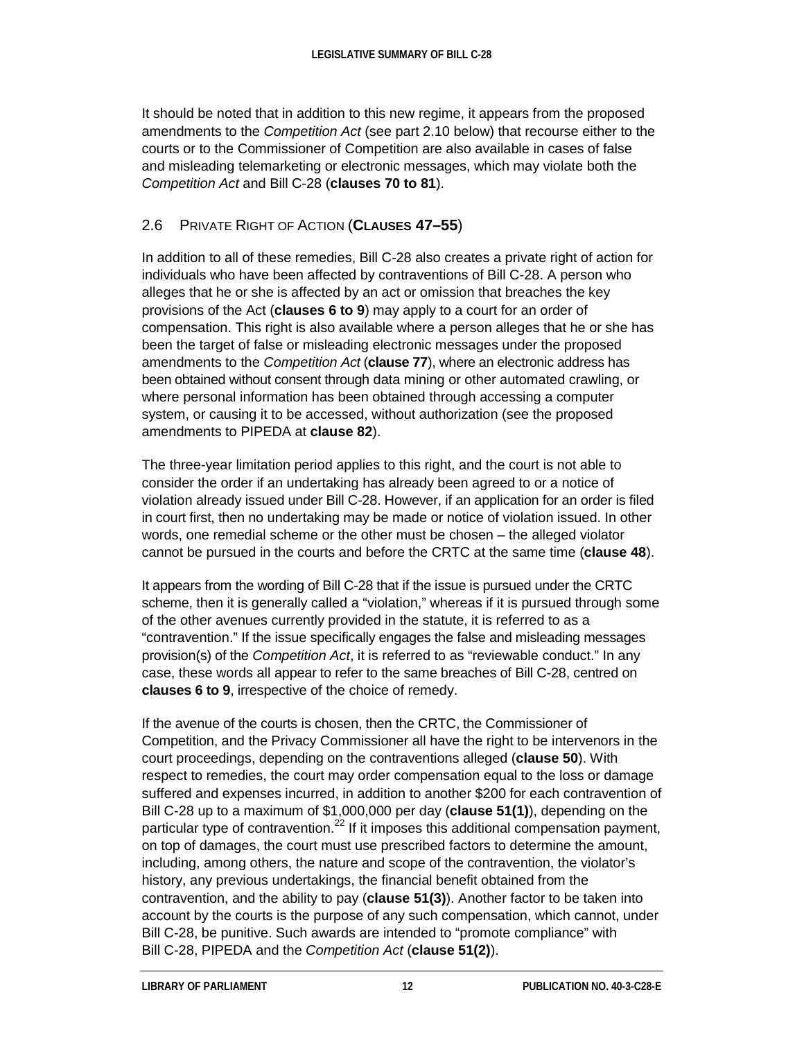It should be noted that in addition to this new regime, it appears from the proposed amendments to the *Competition Act* (see part 2.10 below) that recourse either to the courts or to the Commissioner of Competition are also available in cases of false and misleading telemarketing or electronic messages, which may violate both the *Competition Act* and Bill C-28 (**clauses 70 to 81**).

## 2.6 Private Right of Action (Clauses 47–55)

In addition to all of these remedies, Bill C-28 also creates a private right of action for individuals who have been affected by contraventions of Bill C-28. A person who alleges that he or she is affected by an act or omission that breaches the key provisions of the Act (**clauses 6 to 9**) may apply to a court for an order of compensation. This right is also available where a person alleges that he or she has been the target of false or misleading electronic messages under the proposed amendments to the *Competition Act* (**clause 77**), where an electronic address has been obtained without consent through data mining or other automated crawling, or where personal information has been obtained through accessing a computer system, or causing it to be accessed, without authorization (see the proposed amendments to PIPEDA at **clause 82**).

The three-year limitation period applies to this right, and the court is not able to consider the order if an undertaking has already been agreed to or a notice of violation already issued under Bill C-28. However, if an application for an order is filed in court first, then no undertaking may be made or notice of violation issued. In other words, one remedial scheme or the other must be chosen – the alleged violator cannot be pursued in the courts and before the CRTC at the same time (**clause 48**).

It appears from the wording of Bill C-28 that if the issue is pursued under the CRTC scheme, then it is generally called a "violation," whereas if it is pursued through some of the other avenues currently provided in the statute, it is referred to as a "contravention." If the issue specifically engages the false and misleading messages provision(s) of the *Competition Act*, it is referred to as "reviewable conduct." In any case, these words all appear to refer to the same breaches of Bill C-28, centred on **clauses 6 to 9**, irrespective of the choice of remedy.

If the avenue of the courts is chosen, then the CRTC, the Commissioner of Competition, and the Privacy Commissioner all have the right to be intervenors in the court proceedings, depending on the contraventions alleged (**clause 50**). With respect to remedies, the court may order compensation equal to the loss or damage suffered and expenses incurred, in addition to another $200 for each contravention of Bill C-28 up to a maximum of $1,000,000 per day (**clause 51(1)**), depending on the particular type of contravention.[22] If it imposes this additional compensation payment, on top of damages, the court must use prescribed factors to determine the amount, including, among others, the nature and scope of the contravention, the violator's history, any previous undertakings, the financial benefit obtained from the contravention, and the ability to pay (**clause 51(3)**). Another factor to be taken into account by the courts is the purpose of any such compensation, which cannot, under Bill C-28, be punitive. Such awards are intended to "promote compliance" with Bill C-28, PIPEDA and the *Competition Act* (**clause 51(2)**).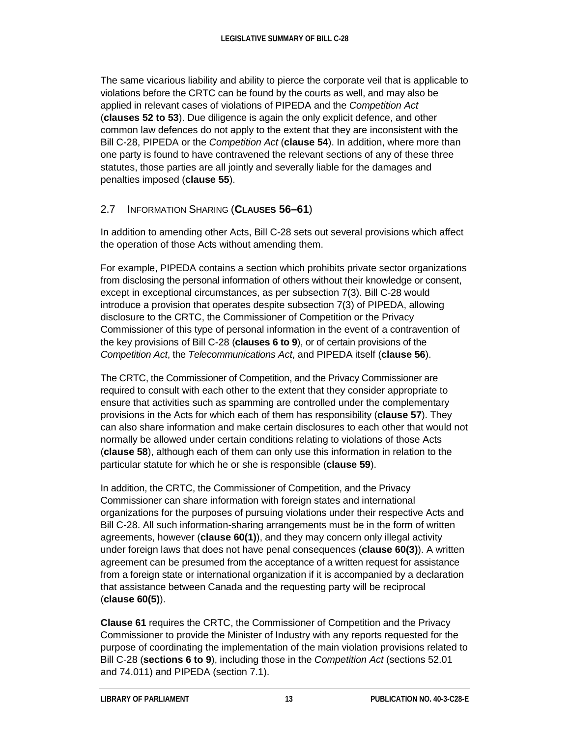The same vicarious liability and ability to pierce the corporate veil that is applicable to violations before the CRTC can be found by the courts as well, and may also be applied in relevant cases of violations of PIPEDA and the *Competition Act* (**clauses 52 to 53**). Due diligence is again the only explicit defence, and other common law defences do not apply to the extent that they are inconsistent with the Bill C-28, PIPEDA or the *Competition Act* (**clause 54**). In addition, where more than one party is found to have contravened the relevant sections of any of these three statutes, those parties are all jointly and severally liable for the damages and penalties imposed (**clause 55**).

## 2.7 Information Sharing (**Clauses 56–61**)

In addition to amending other Acts, Bill C-28 sets out several provisions which affect the operation of those Acts without amending them.

For example, PIPEDA contains a section which prohibits private sector organizations from disclosing the personal information of others without their knowledge or consent, except in exceptional circumstances, as per subsection 7(3). Bill C-28 would introduce a provision that operates despite subsection 7(3) of PIPEDA, allowing disclosure to the CRTC, the Commissioner of Competition or the Privacy Commissioner of this type of personal information in the event of a contravention of the key provisions of Bill C-28 (**clauses 6 to 9**), or of certain provisions of the *Competition Act*, the *Telecommunications Act*, and PIPEDA itself (**clause 56**).

The CRTC, the Commissioner of Competition, and the Privacy Commissioner are required to consult with each other to the extent that they consider appropriate to ensure that activities such as spamming are controlled under the complementary provisions in the Acts for which each of them has responsibility (**clause 57**). They can also share information and make certain disclosures to each other that would not normally be allowed under certain conditions relating to violations of those Acts (**clause 58**), although each of them can only use this information in relation to the particular statute for which he or she is responsible (**clause 59**).

In addition, the CRTC, the Commissioner of Competition, and the Privacy Commissioner can share information with foreign states and international organizations for the purposes of pursuing violations under their respective Acts and Bill C-28. All such information-sharing arrangements must be in the form of written agreements, however (**clause 60(1)**), and they may concern only illegal activity under foreign laws that does not have penal consequences (**clause 60(3)**). A written agreement can be presumed from the acceptance of a written request for assistance from a foreign state or international organization if it is accompanied by a declaration that assistance between Canada and the requesting party will be reciprocal (**clause 60(5)**).

**Clause 61** requires the CRTC, the Commissioner of Competition and the Privacy Commissioner to provide the Minister of Industry with any reports requested for the purpose of coordinating the implementation of the main violation provisions related to Bill C-28 (**sections 6 to 9**), including those in the *Competition Act* (sections 52.01 and 74.011) and PIPEDA (section 7.1).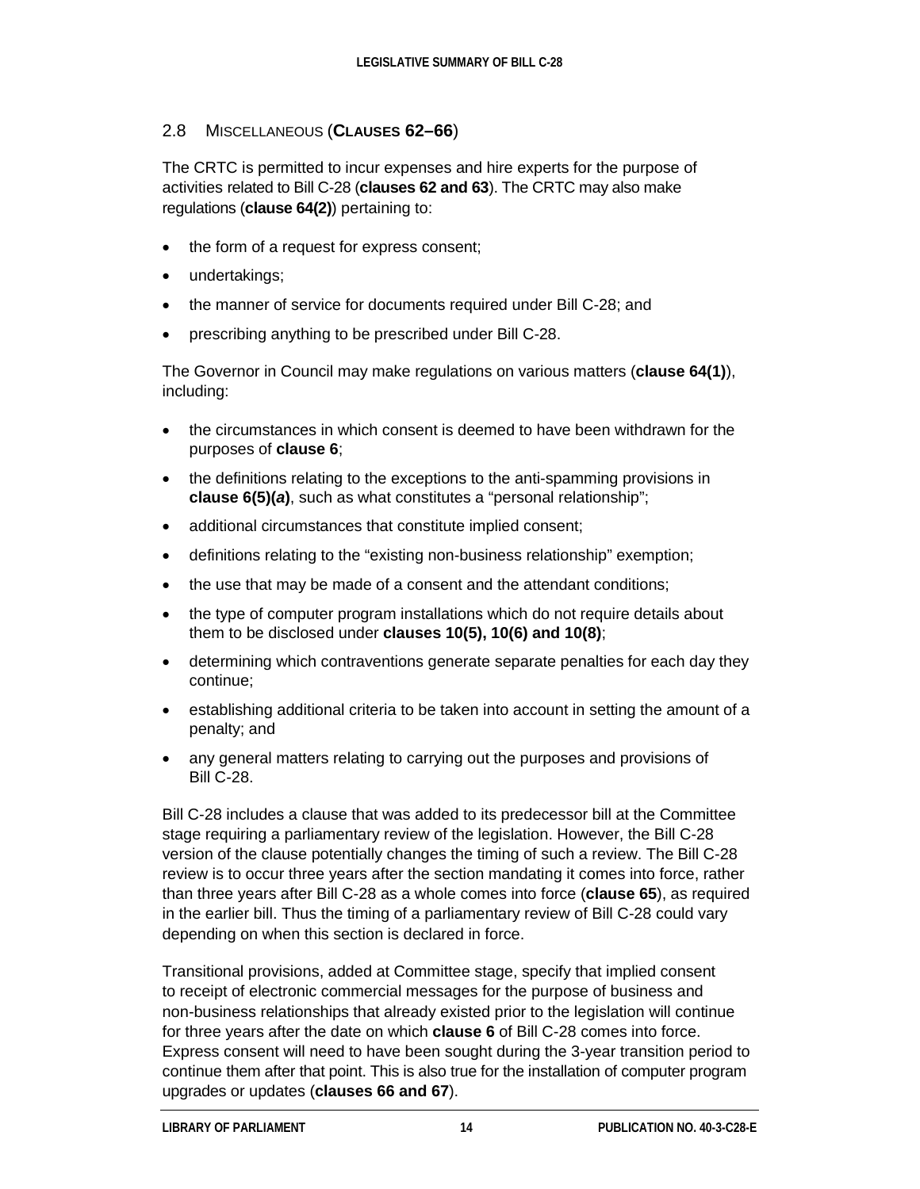### 2.8 Miscellaneous (**Clauses 62–66**)

The CRTC is permitted to incur expenses and hire experts for the purpose of activities related to Bill C-28 (**clauses 62 and 63**). The CRTC may also make regulations (**clause 64(2)**) pertaining to:

- the form of a request for express consent;
- undertakings;
- the manner of service for documents required under Bill C-28; and
- prescribing anything to be prescribed under Bill C-28.

The Governor in Council may make regulations on various matters (**clause 64(1)**), including:

- the circumstances in which consent is deemed to have been withdrawn for the purposes of **clause 6**;
- the definitions relating to the exceptions to the anti-spamming provisions in **clause 6(5)(*a*)**, such as what constitutes a "personal relationship";
- additional circumstances that constitute implied consent;
- definitions relating to the "existing non-business relationship" exemption;
- the use that may be made of a consent and the attendant conditions;
- the type of computer program installations which do not require details about them to be disclosed under **clauses 10(5), 10(6) and 10(8)**;
- determining which contraventions generate separate penalties for each day they continue;
- establishing additional criteria to be taken into account in setting the amount of a penalty; and
- any general matters relating to carrying out the purposes and provisions of Bill C-28.

Bill C-28 includes a clause that was added to its predecessor bill at the Committee stage requiring a parliamentary review of the legislation. However, the Bill C-28 version of the clause potentially changes the timing of such a review. The Bill C-28 review is to occur three years after the section mandating it comes into force, rather than three years after Bill C-28 as a whole comes into force (**clause 65**), as required in the earlier bill. Thus the timing of a parliamentary review of Bill C-28 could vary depending on when this section is declared in force.

Transitional provisions, added at Committee stage, specify that implied consent to receipt of electronic commercial messages for the purpose of business and non-business relationships that already existed prior to the legislation will continue for three years after the date on which **clause 6** of Bill C-28 comes into force. Express consent will need to have been sought during the 3-year transition period to continue them after that point. This is also true for the installation of computer program upgrades or updates (**clauses 66 and 67**).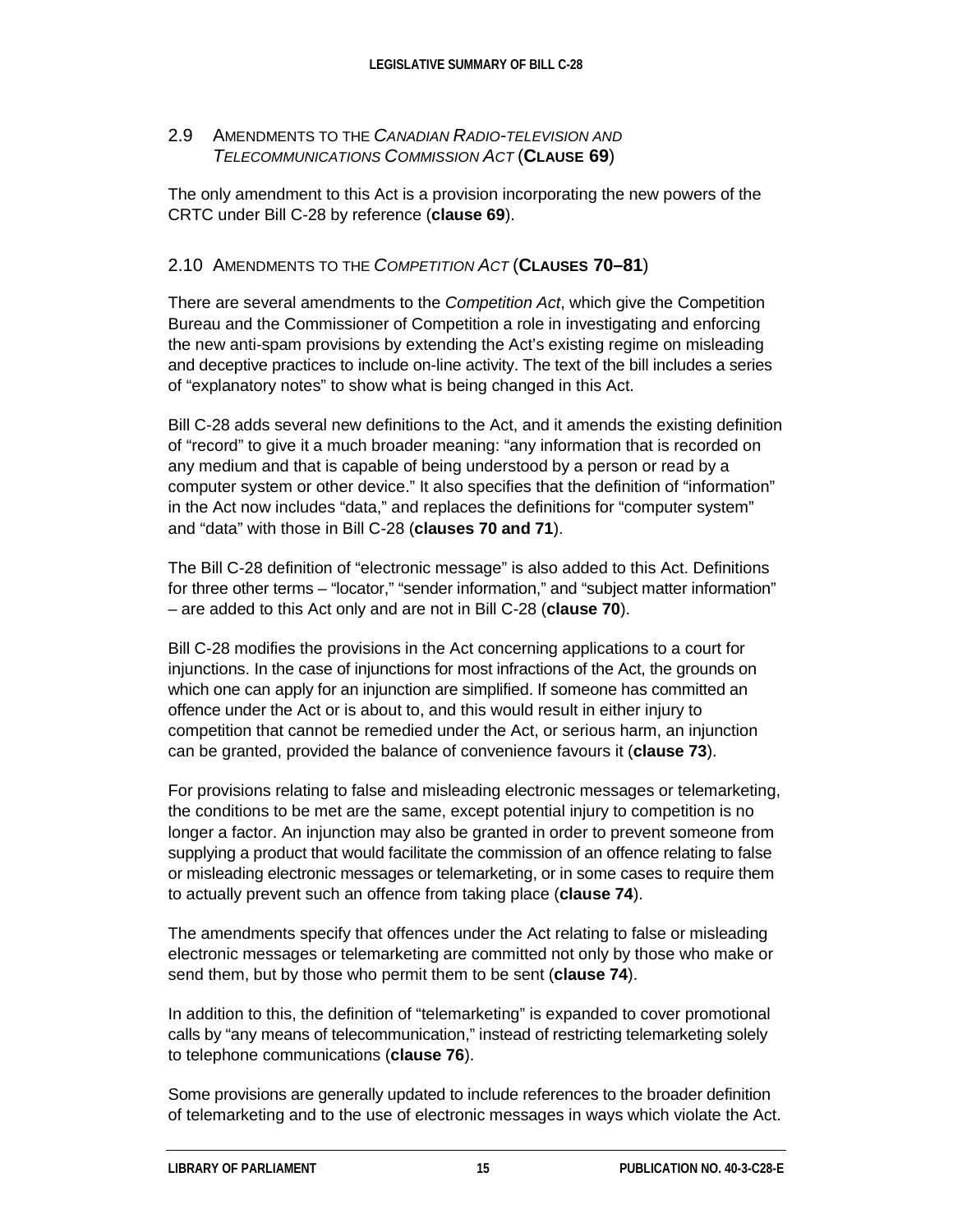### 2.9 Amendments to the *Canadian Radio-television and Telecommunications Commission Act* (**Clause 69**)

The only amendment to this Act is a provision incorporating the new powers of the CRTC under Bill C-28 by reference (**clause 69**).

### 2.10 Amendments to the *Competition Act* (**Clauses 70–81**)

There are several amendments to the *Competition Act*, which give the Competition Bureau and the Commissioner of Competition a role in investigating and enforcing the new anti-spam provisions by extending the Act's existing regime on misleading and deceptive practices to include on-line activity. The text of the bill includes a series of "explanatory notes" to show what is being changed in this Act.

Bill C-28 adds several new definitions to the Act, and it amends the existing definition of "record" to give it a much broader meaning: "any information that is recorded on any medium and that is capable of being understood by a person or read by a computer system or other device." It also specifies that the definition of "information" in the Act now includes "data," and replaces the definitions for "computer system" and "data" with those in Bill C-28 (**clauses 70 and 71**).

The Bill C-28 definition of "electronic message" is also added to this Act. Definitions for three other terms – "locator," "sender information," and "subject matter information" – are added to this Act only and are not in Bill C-28 (**clause 70**).

Bill C-28 modifies the provisions in the Act concerning applications to a court for injunctions. In the case of injunctions for most infractions of the Act, the grounds on which one can apply for an injunction are simplified. If someone has committed an offence under the Act or is about to, and this would result in either injury to competition that cannot be remedied under the Act, or serious harm, an injunction can be granted, provided the balance of convenience favours it (**clause 73**).

For provisions relating to false and misleading electronic messages or telemarketing, the conditions to be met are the same, except potential injury to competition is no longer a factor. An injunction may also be granted in order to prevent someone from supplying a product that would facilitate the commission of an offence relating to false or misleading electronic messages or telemarketing, or in some cases to require them to actually prevent such an offence from taking place (**clause 74**).

The amendments specify that offences under the Act relating to false or misleading electronic messages or telemarketing are committed not only by those who make or send them, but by those who permit them to be sent (**clause 74**).

In addition to this, the definition of "telemarketing" is expanded to cover promotional calls by "any means of telecommunication," instead of restricting telemarketing solely to telephone communications (**clause 76**).

Some provisions are generally updated to include references to the broader definition of telemarketing and to the use of electronic messages in ways which violate the Act.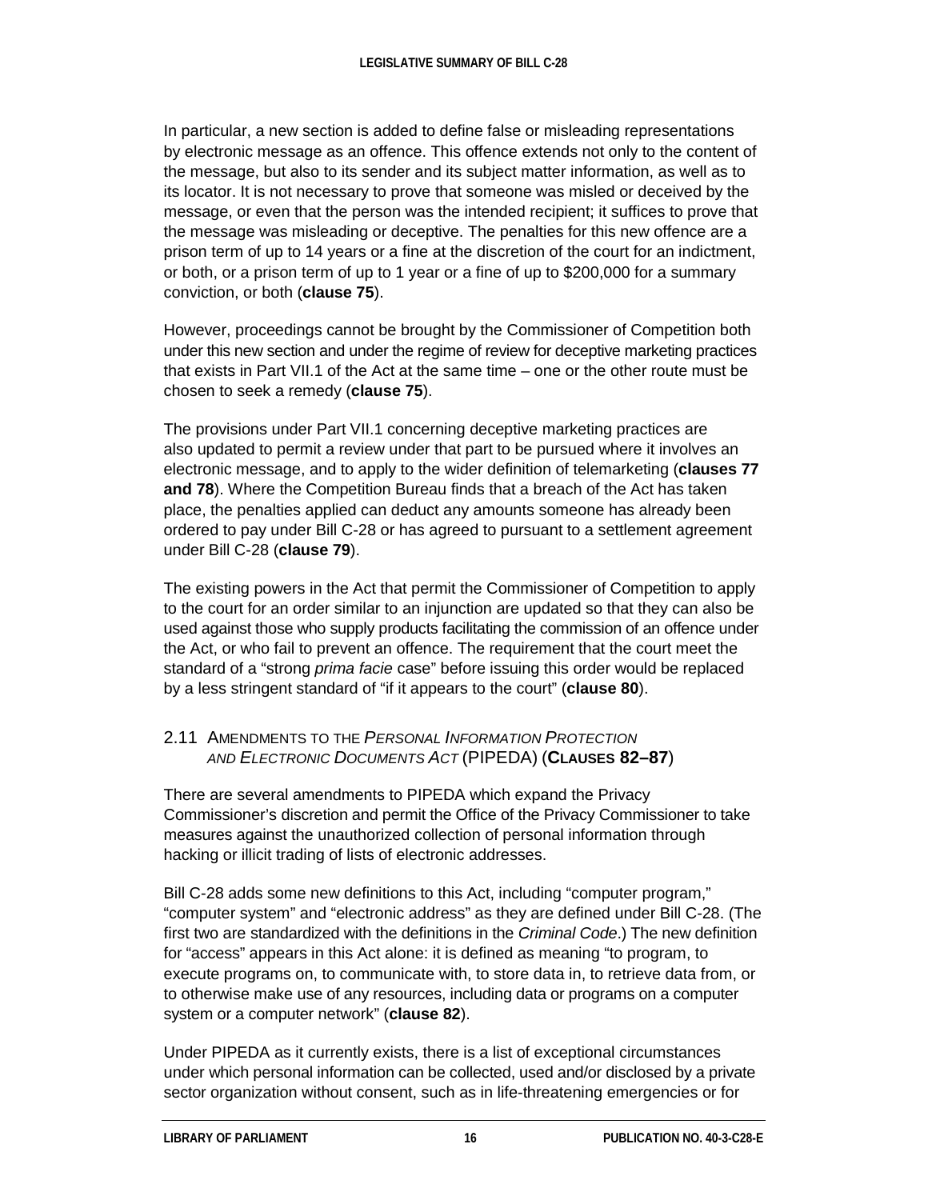In particular, a new section is added to define false or misleading representations by electronic message as an offence. This offence extends not only to the content of the message, but also to its sender and its subject matter information, as well as to its locator. It is not necessary to prove that someone was misled or deceived by the message, or even that the person was the intended recipient; it suffices to prove that the message was misleading or deceptive. The penalties for this new offence are a prison term of up to 14 years or a fine at the discretion of the court for an indictment, or both, or a prison term of up to 1 year or a fine of up to $200,000 for a summary conviction, or both (**clause 75**).

However, proceedings cannot be brought by the Commissioner of Competition both under this new section and under the regime of review for deceptive marketing practices that exists in Part VII.1 of the Act at the same time – one or the other route must be chosen to seek a remedy (**clause 75**).

The provisions under Part VII.1 concerning deceptive marketing practices are also updated to permit a review under that part to be pursued where it involves an electronic message, and to apply to the wider definition of telemarketing (**clauses 77 and 78**). Where the Competition Bureau finds that a breach of the Act has taken place, the penalties applied can deduct any amounts someone has already been ordered to pay under Bill C-28 or has agreed to pursuant to a settlement agreement under Bill C-28 (**clause 79**).

The existing powers in the Act that permit the Commissioner of Competition to apply to the court for an order similar to an injunction are updated so that they can also be used against those who supply products facilitating the commission of an offence under the Act, or who fail to prevent an offence. The requirement that the court meet the standard of a "strong *prima facie* case" before issuing this order would be replaced by a less stringent standard of "if it appears to the court" (**clause 80**).

### 2.11 Amendments to the *Personal Information Protection and Electronic Documents Act* (PIPEDA) (Clauses 82–87)

There are several amendments to PIPEDA which expand the Privacy Commissioner's discretion and permit the Office of the Privacy Commissioner to take measures against the unauthorized collection of personal information through hacking or illicit trading of lists of electronic addresses.

Bill C-28 adds some new definitions to this Act, including "computer program," "computer system" and "electronic address" as they are defined under Bill C-28. (The first two are standardized with the definitions in the *Criminal Code*.) The new definition for "access" appears in this Act alone: it is defined as meaning "to program, to execute programs on, to communicate with, to store data in, to retrieve data from, or to otherwise make use of any resources, including data or programs on a computer system or a computer network" (**clause 82**).

Under PIPEDA as it currently exists, there is a list of exceptional circumstances under which personal information can be collected, used and/or disclosed by a private sector organization without consent, such as in life-threatening emergencies or for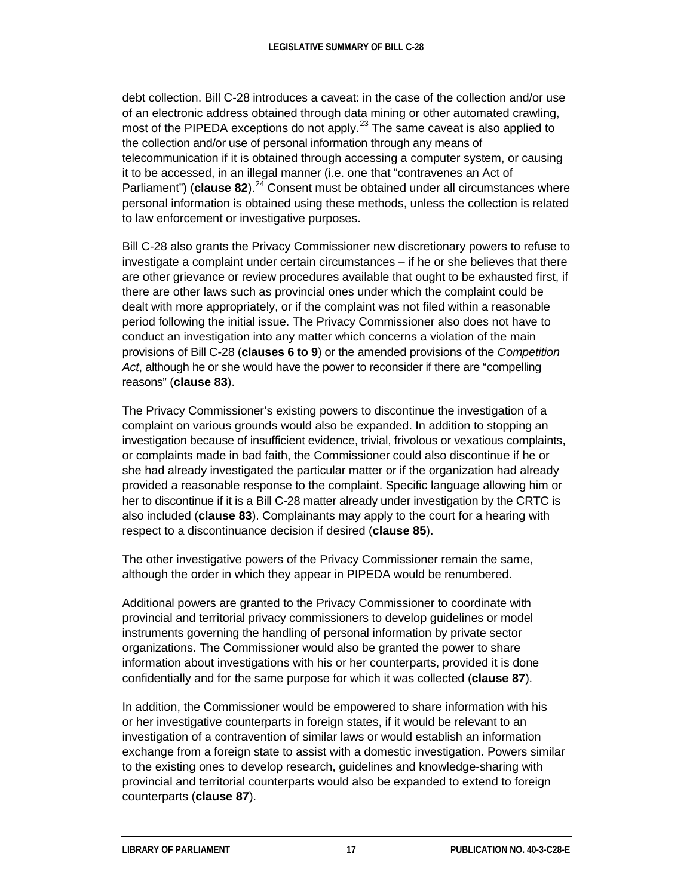debt collection. Bill C-28 introduces a caveat: in the case of the collection and/or use of an electronic address obtained through data mining or other automated crawling, most of the PIPEDA exceptions do not apply.[23] The same caveat is also applied to the collection and/or use of personal information through any means of telecommunication if it is obtained through accessing a computer system, or causing it to be accessed, in an illegal manner (i.e. one that "contravenes an Act of Parliament") (**clause 82**).[24] Consent must be obtained under all circumstances where personal information is obtained using these methods, unless the collection is related to law enforcement or investigative purposes.

Bill C-28 also grants the Privacy Commissioner new discretionary powers to refuse to investigate a complaint under certain circumstances – if he or she believes that there are other grievance or review procedures available that ought to be exhausted first, if there are other laws such as provincial ones under which the complaint could be dealt with more appropriately, or if the complaint was not filed within a reasonable period following the initial issue. The Privacy Commissioner also does not have to conduct an investigation into any matter which concerns a violation of the main provisions of Bill C-28 (**clauses 6 to 9**) or the amended provisions of the *Competition Act*, although he or she would have the power to reconsider if there are "compelling reasons" (**clause 83**).

The Privacy Commissioner's existing powers to discontinue the investigation of a complaint on various grounds would also be expanded. In addition to stopping an investigation because of insufficient evidence, trivial, frivolous or vexatious complaints, or complaints made in bad faith, the Commissioner could also discontinue if he or she had already investigated the particular matter or if the organization had already provided a reasonable response to the complaint. Specific language allowing him or her to discontinue if it is a Bill C-28 matter already under investigation by the CRTC is also included (**clause 83**). Complainants may apply to the court for a hearing with respect to a discontinuance decision if desired (**clause 85**).

The other investigative powers of the Privacy Commissioner remain the same, although the order in which they appear in PIPEDA would be renumbered.

Additional powers are granted to the Privacy Commissioner to coordinate with provincial and territorial privacy commissioners to develop guidelines or model instruments governing the handling of personal information by private sector organizations. The Commissioner would also be granted the power to share information about investigations with his or her counterparts, provided it is done confidentially and for the same purpose for which it was collected (**clause 87**).

In addition, the Commissioner would be empowered to share information with his or her investigative counterparts in foreign states, if it would be relevant to an investigation of a contravention of similar laws or would establish an information exchange from a foreign state to assist with a domestic investigation. Powers similar to the existing ones to develop research, guidelines and knowledge-sharing with provincial and territorial counterparts would also be expanded to extend to foreign counterparts (**clause 87**).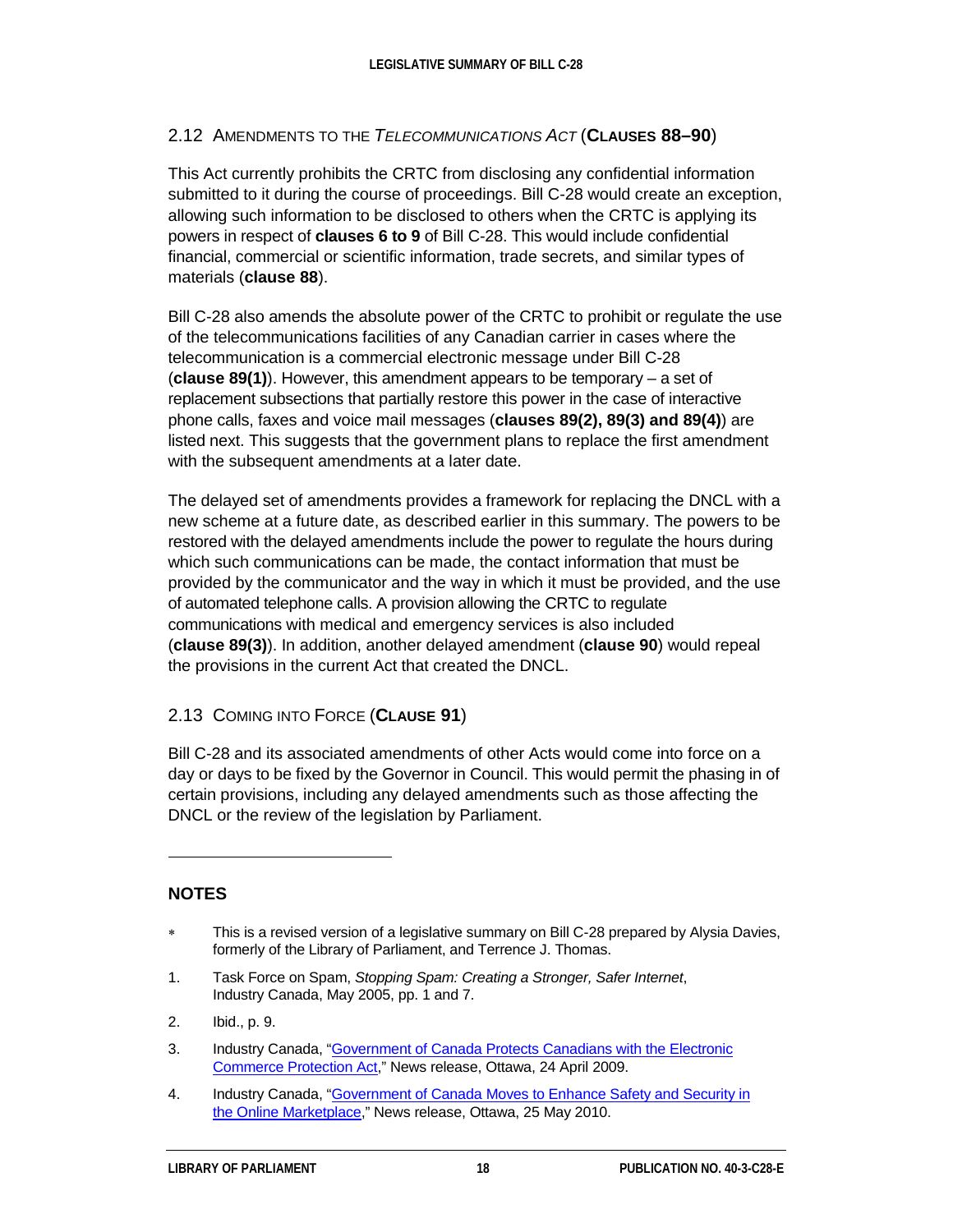## 2.12 Amendments to the *Telecommunications Act* (**Clauses 88–90**)

This Act currently prohibits the CRTC from disclosing any confidential information submitted to it during the course of proceedings. Bill C-28 would create an exception, allowing such information to be disclosed to others when the CRTC is applying its powers in respect of **clauses 6 to 9** of Bill C-28. This would include confidential financial, commercial or scientific information, trade secrets, and similar types of materials (**clause 88**).

Bill C-28 also amends the absolute power of the CRTC to prohibit or regulate the use of the telecommunications facilities of any Canadian carrier in cases where the telecommunication is a commercial electronic message under Bill C-28 (**clause 89(1)**). However, this amendment appears to be temporary – a set of replacement subsections that partially restore this power in the case of interactive phone calls, faxes and voice mail messages (**clauses 89(2), 89(3) and 89(4)**) are listed next. This suggests that the government plans to replace the first amendment with the subsequent amendments at a later date.

The delayed set of amendments provides a framework for replacing the DNCL with a new scheme at a future date, as described earlier in this summary. The powers to be restored with the delayed amendments include the power to regulate the hours during which such communications can be made, the contact information that must be provided by the communicator and the way in which it must be provided, and the use of automated telephone calls. A provision allowing the CRTC to regulate communications with medical and emergency services is also included (**clause 89(3)**). In addition, another delayed amendment (**clause 90**) would repeal the provisions in the current Act that created the DNCL.

## 2.13 Coming into Force (**Clause 91**)

Bill C-28 and its associated amendments of other Acts would come into force on a day or days to be fixed by the Governor in Council. This would permit the phasing in of certain provisions, including any delayed amendments such as those affecting the DNCL or the review of the legislation by Parliament.

---

## NOTES

\* This is a revised version of a legislative summary on Bill C-28 prepared by Alysia Davies, formerly of the Library of Parliament, and Terrence J. Thomas.

1. Task Force on Spam, *Stopping Spam: Creating a Stronger, Safer Internet*, Industry Canada, May 2005, pp. 1 and 7.

2. Ibid., p. 9.

3. Industry Canada, "Government of Canada Protects Canadians with the Electronic Commerce Protection Act," News release, Ottawa, 24 April 2009.

4. Industry Canada, "Government of Canada Moves to Enhance Safety and Security in the Online Marketplace," News release, Ottawa, 25 May 2010.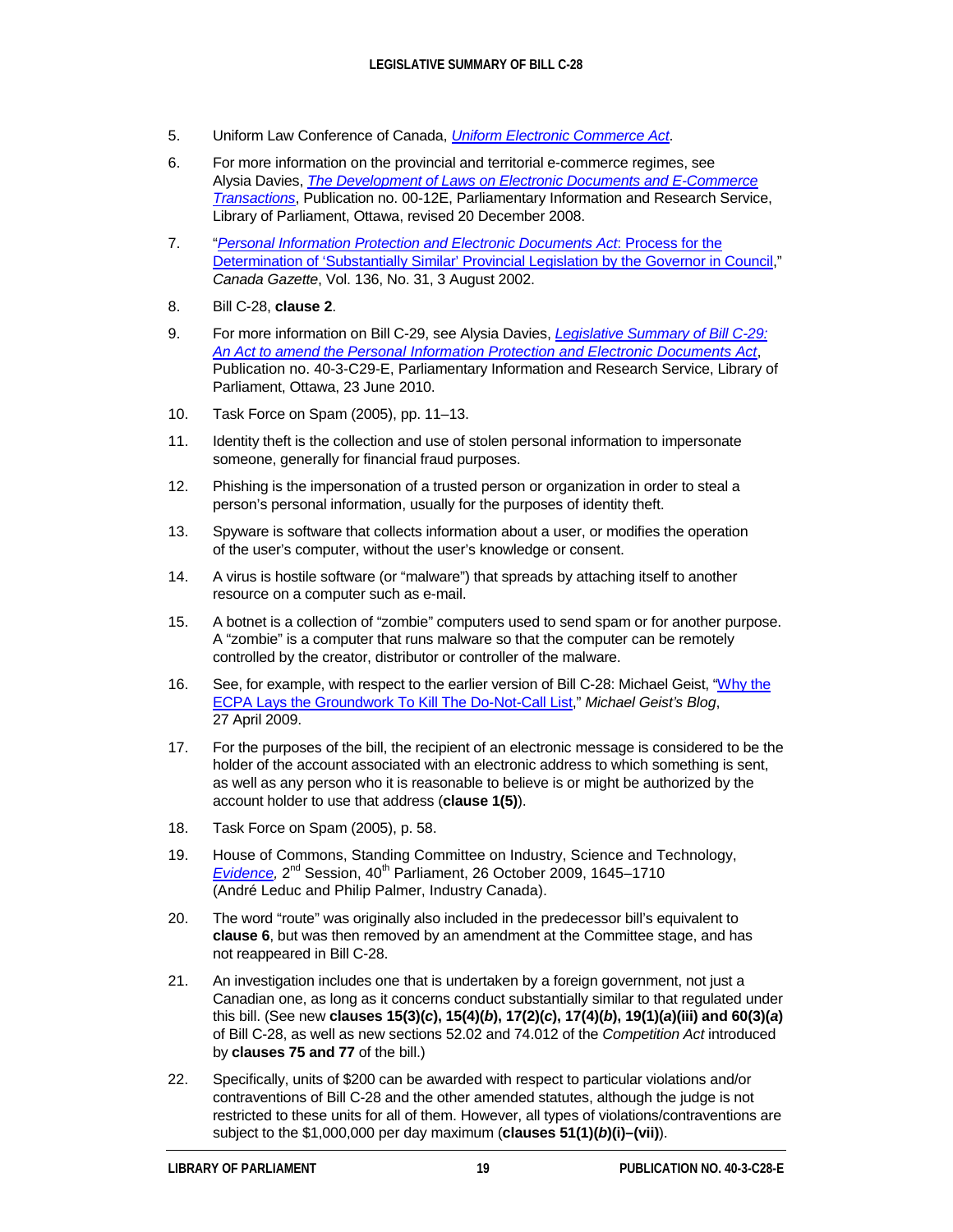5. Uniform Law Conference of Canada, *Uniform Electronic Commerce Act*.

6. For more information on the provincial and territorial e-commerce regimes, see Alysia Davies, *The Development of Laws on Electronic Documents and E-Commerce Transactions*, Publication no. 00-12E, Parliamentary Information and Research Service, Library of Parliament, Ottawa, revised 20 December 2008.

7. "*Personal Information Protection and Electronic Documents Act*: Process for the Determination of 'Substantially Similar' Provincial Legislation by the Governor in Council," *Canada Gazette*, Vol. 136, No. 31, 3 August 2002.

8. Bill C-28, **clause 2**.

9. For more information on Bill C-29, see Alysia Davies, *Legislative Summary of Bill C-29: An Act to amend the Personal Information Protection and Electronic Documents Act*, Publication no. 40-3-C29-E, Parliamentary Information and Research Service, Library of Parliament, Ottawa, 23 June 2010.

10. Task Force on Spam (2005), pp. 11–13.

11. Identity theft is the collection and use of stolen personal information to impersonate someone, generally for financial fraud purposes.

12. Phishing is the impersonation of a trusted person or organization in order to steal a person's personal information, usually for the purposes of identity theft.

13. Spyware is software that collects information about a user, or modifies the operation of the user's computer, without the user's knowledge or consent.

14. A virus is hostile software (or "malware") that spreads by attaching itself to another resource on a computer such as e-mail.

15. A botnet is a collection of "zombie" computers used to send spam or for another purpose. A "zombie" is a computer that runs malware so that the computer can be remotely controlled by the creator, distributor or controller of the malware.

16. See, for example, with respect to the earlier version of Bill C-28: Michael Geist, "Why the ECPA Lays the Groundwork To Kill The Do-Not-Call List," *Michael Geist's Blog*, 27 April 2009.

17. For the purposes of the bill, the recipient of an electronic message is considered to be the holder of the account associated with an electronic address to which something is sent, as well as any person who it is reasonable to believe is or might be authorized by the account holder to use that address (**clause 1(5)**).

18. Task Force on Spam (2005), p. 58.

19. House of Commons, Standing Committee on Industry, Science and Technology, *Evidence*, 2nd Session, 40th Parliament, 26 October 2009, 1645–1710 (André Leduc and Philip Palmer, Industry Canada).

20. The word "route" was originally also included in the predecessor bill's equivalent to **clause 6**, but was then removed by an amendment at the Committee stage, and has not reappeared in Bill C-28.

21. An investigation includes one that is undertaken by a foreign government, not just a Canadian one, as long as it concerns conduct substantially similar to that regulated under this bill. (See new **clauses 15(3)(*c*), 15(4)(*b*), 17(2)(*c*), 17(4)(*b*), 19(1)(*a*)(iii) and 60(3)(*a*)** of Bill C-28, as well as new sections 52.02 and 74.012 of the *Competition Act* introduced by **clauses 75 and 77** of the bill.)

22. Specifically, units of $200 can be awarded with respect to particular violations and/or contraventions of Bill C-28 and the other amended statutes, although the judge is not restricted to these units for all of them. However, all types of violations/contraventions are subject to the $1,000,000 per day maximum (**clauses 51(1)(*b*)(i)–(vii)**).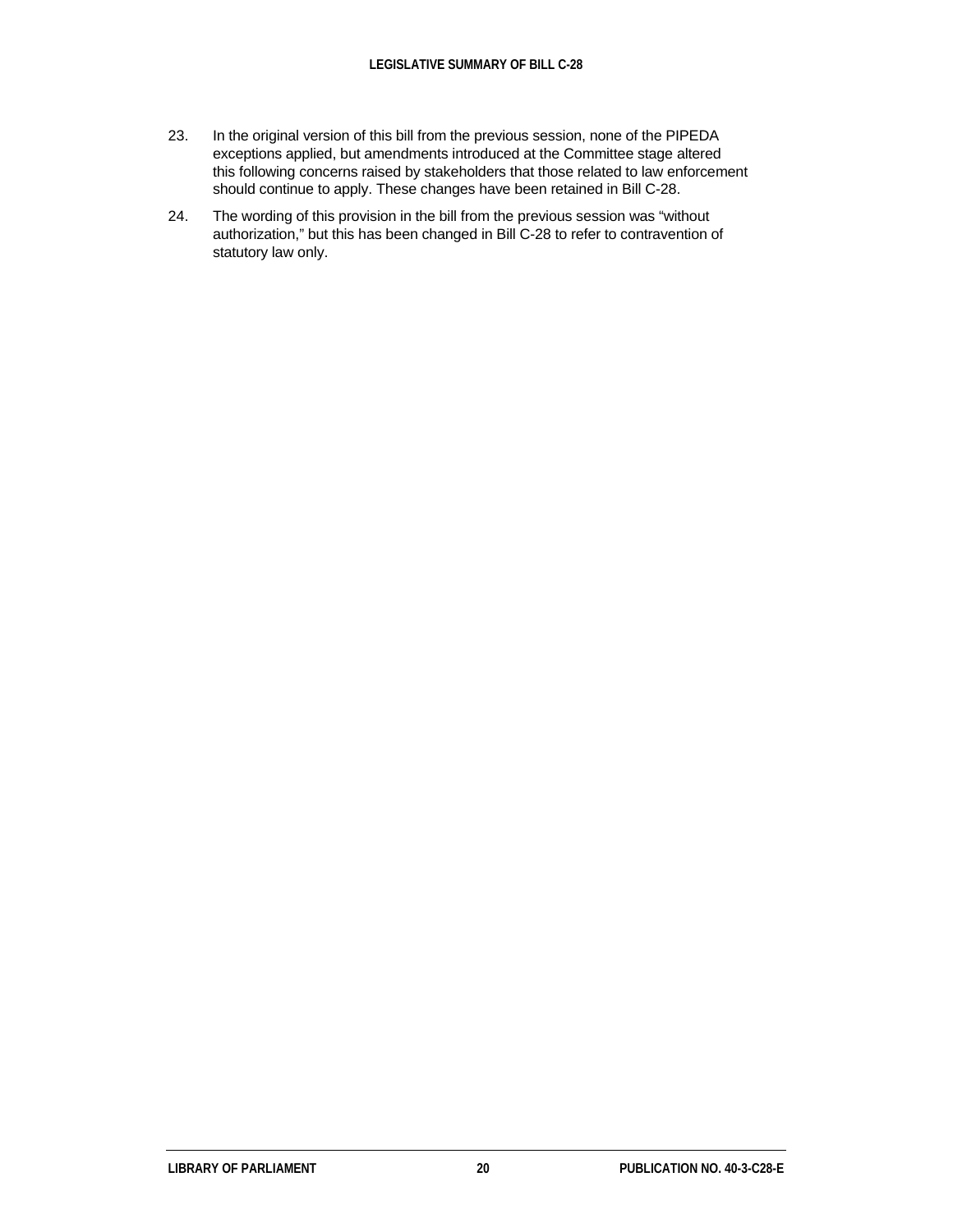23. In the original version of this bill from the previous session, none of the PIPEDA exceptions applied, but amendments introduced at the Committee stage altered this following concerns raised by stakeholders that those related to law enforcement should continue to apply. These changes have been retained in Bill C-28.

24. The wording of this provision in the bill from the previous session was "without authorization," but this has been changed in Bill C-28 to refer to contravention of statutory law only.